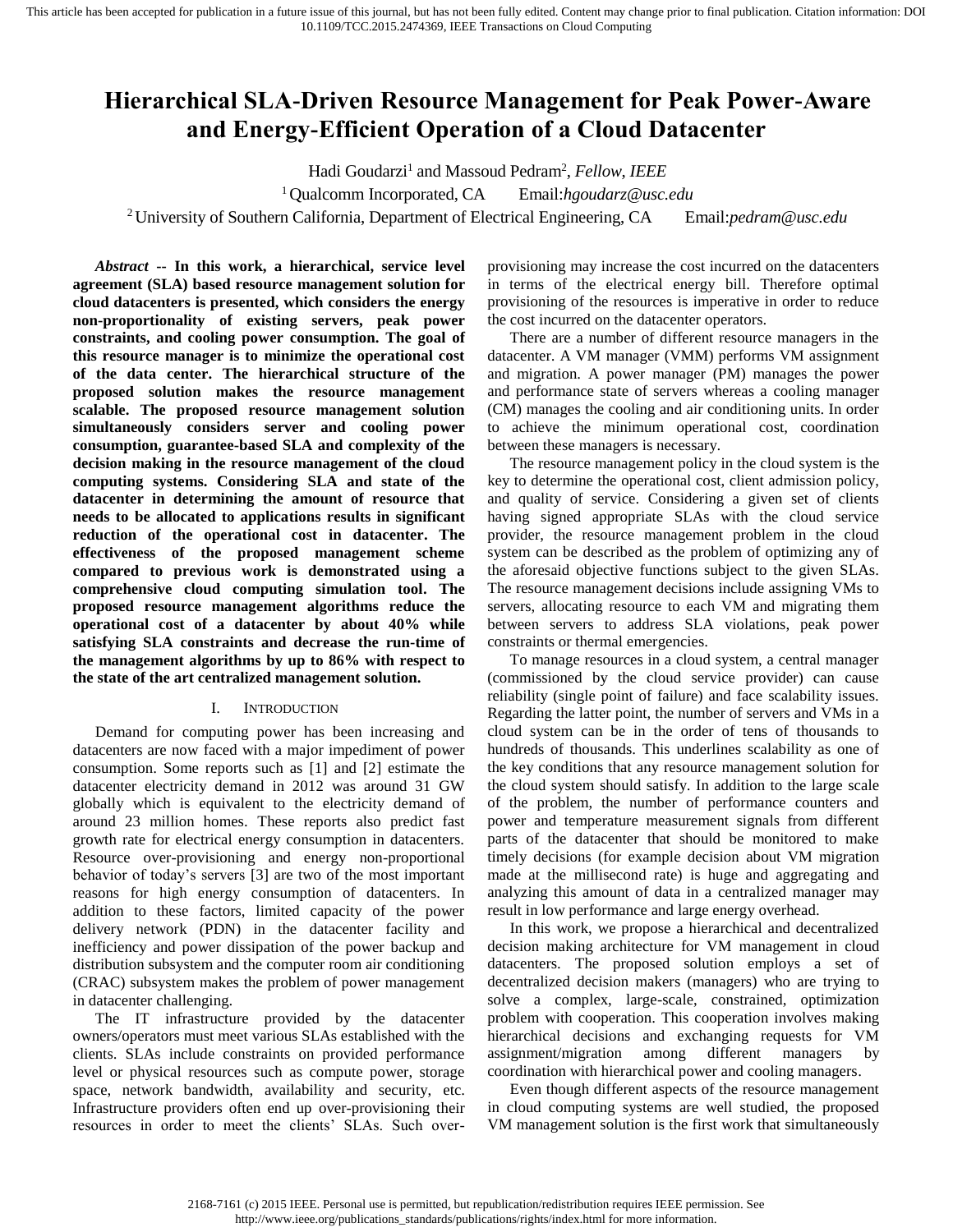# Hierarchical SLA-Driven Resource Management for Peak Power-Aware and Energy-Efficient Operation of a Cloud Datacenter

Hadi Goudarzi[1] and Massoud Pedram[2], *Fellow, IEEE*

[1] Qualcomm Incorporated, CA Email:*hgoudarz@usc.edu*

[2] University of Southern California, Department of Electrical Engineering, CA Email:*pedram@usc.edu*

***Abstract* -- In this work, a hierarchical, service level agreement (SLA) based resource management solution for cloud datacenters is presented, which considers the energy non-proportionality of existing servers, peak power constraints, and cooling power consumption. The goal of this resource manager is to minimize the operational cost of the data center. The hierarchical structure of the proposed solution makes the resource management scalable. The proposed resource management solution simultaneously considers server and cooling power consumption, guarantee-based SLA and complexity of the decision making in the resource management of the cloud computing systems. Considering SLA and state of the datacenter in determining the amount of resource that needs to be allocated to applications results in significant reduction of the operational cost in datacenter. The effectiveness of the proposed management scheme compared to previous work is demonstrated using a comprehensive cloud computing simulation tool. The proposed resource management algorithms reduce the operational cost of a datacenter by about 40% while satisfying SLA constraints and decrease the run-time of the management algorithms by up to 86% with respect to the state of the art centralized management solution.**

## I. Introduction

Demand for computing power has been increasing and datacenters are now faced with a major impediment of power consumption. Some reports such as [1] and [2] estimate the datacenter electricity demand in 2012 was around 31 GW globally which is equivalent to the electricity demand of around 23 million homes. These reports also predict fast growth rate for electrical energy consumption in datacenters. Resource over-provisioning and energy non-proportional behavior of today's servers [3] are two of the most important reasons for high energy consumption of datacenters. In addition to these factors, limited capacity of the power delivery network (PDN) in the datacenter facility and inefficiency and power dissipation of the power backup and distribution subsystem and the computer room air conditioning (CRAC) subsystem makes the problem of power management in datacenter challenging.

The IT infrastructure provided by the datacenter owners/operators must meet various SLAs established with the clients. SLAs include constraints on provided performance level or physical resources such as compute power, storage space, network bandwidth, availability and security, etc. Infrastructure providers often end up over-provisioning their resources in order to meet the clients' SLAs. Such over-provisioning may increase the cost incurred on the datacenters in terms of the electrical energy bill. Therefore optimal provisioning of the resources is imperative in order to reduce the cost incurred on the datacenter operators.

There are a number of different resource managers in the datacenter. A VM manager (VMM) performs VM assignment and migration. A power manager (PM) manages the power and performance state of servers whereas a cooling manager (CM) manages the cooling and air conditioning units. In order to achieve the minimum operational cost, coordination between these managers is necessary.

The resource management policy in the cloud system is the key to determine the operational cost, client admission policy, and quality of service. Considering a given set of clients having signed appropriate SLAs with the cloud service provider, the resource management problem in the cloud system can be described as the problem of optimizing any of the aforesaid objective functions subject to the given SLAs. The resource management decisions include assigning VMs to servers, allocating resource to each VM and migrating them between servers to address SLA violations, peak power constraints or thermal emergencies.

To manage resources in a cloud system, a central manager (commissioned by the cloud service provider) can cause reliability (single point of failure) and face scalability issues. Regarding the latter point, the number of servers and VMs in a cloud system can be in the order of tens of thousands to hundreds of thousands. This underlines scalability as one of the key conditions that any resource management solution for the cloud system should satisfy. In addition to the large scale of the problem, the number of performance counters and power and temperature measurement signals from different parts of the datacenter that should be monitored to make timely decisions (for example decision about VM migration made at the millisecond rate) is huge and aggregating and analyzing this amount of data in a centralized manager may result in low performance and large energy overhead.

In this work, we propose a hierarchical and decentralized decision making architecture for VM management in cloud datacenters. The proposed solution employs a set of decentralized decision makers (managers) who are trying to solve a complex, large-scale, constrained, optimization problem with cooperation. This cooperation involves making hierarchical decisions and exchanging requests for VM assignment/migration among different managers by coordination with hierarchical power and cooling managers.

Even though different aspects of the resource management in cloud computing systems are well studied, the proposed VM management solution is the first work that simultaneously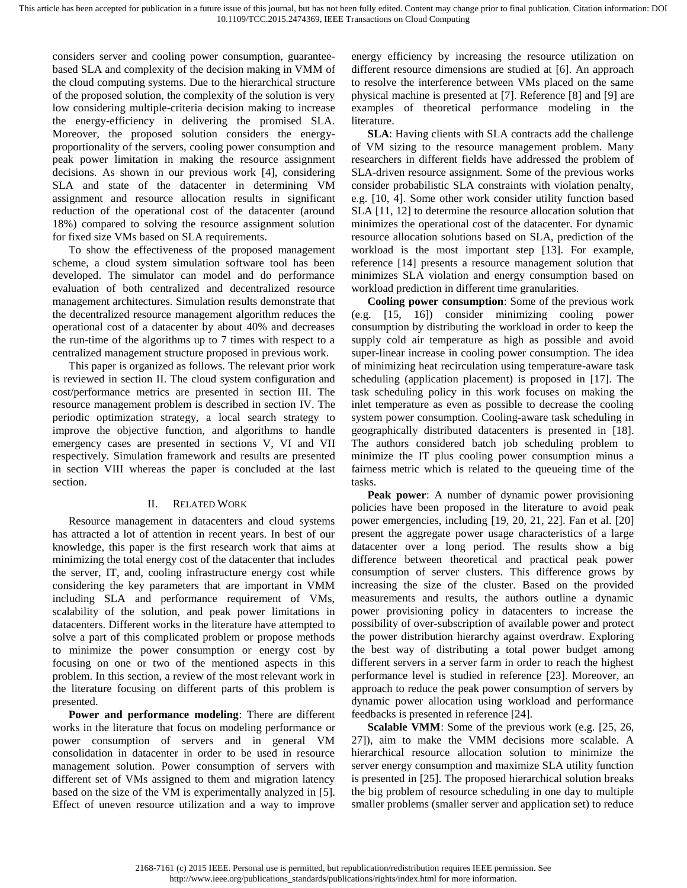considers server and cooling power consumption, guarantee-based SLA and complexity of the decision making in VMM of the cloud computing systems. Due to the hierarchical structure of the proposed solution, the complexity of the solution is very low considering multiple-criteria decision making to increase the energy-efficiency in delivering the promised SLA. Moreover, the proposed solution considers the energy-proportionality of the servers, cooling power consumption and peak power limitation in making the resource assignment decisions. As shown in our previous work [4], considering SLA and state of the datacenter in determining VM assignment and resource allocation results in significant reduction of the operational cost of the datacenter (around 18%) compared to solving the resource assignment solution for fixed size VMs based on SLA requirements.

To show the effectiveness of the proposed management scheme, a cloud system simulation software tool has been developed. The simulator can model and do performance evaluation of both centralized and decentralized resource management architectures. Simulation results demonstrate that the decentralized resource management algorithm reduces the operational cost of a datacenter by about 40% and decreases the run-time of the algorithms up to 7 times with respect to a centralized management structure proposed in previous work.

This paper is organized as follows. The relevant prior work is reviewed in section II. The cloud system configuration and cost/performance metrics are presented in section III. The resource management problem is described in section IV. The periodic optimization strategy, a local search strategy to improve the objective function, and algorithms to handle emergency cases are presented in sections V, VI and VII respectively. Simulation framework and results are presented in section VIII whereas the paper is concluded at the last section.

## II. Related Work

Resource management in datacenters and cloud systems has attracted a lot of attention in recent years. In best of our knowledge, this paper is the first research work that aims at minimizing the total energy cost of the datacenter that includes the server, IT, and, cooling infrastructure energy cost while considering the key parameters that are important in VMM including SLA and performance requirement of VMs, scalability of the solution, and peak power limitations in datacenters. Different works in the literature have attempted to solve a part of this complicated problem or propose methods to minimize the power consumption or energy cost by focusing on one or two of the mentioned aspects in this problem. In this section, a review of the most relevant work in the literature focusing on different parts of this problem is presented.

**Power and performance modeling**: There are different works in the literature that focus on modeling performance or power consumption of servers and in general VM consolidation in datacenter in order to be used in resource management solution. Power consumption of servers with different set of VMs assigned to them and migration latency based on the size of the VM is experimentally analyzed in [5]. Effect of uneven resource utilization and a way to improve energy efficiency by increasing the resource utilization on different resource dimensions are studied at [6]. An approach to resolve the interference between VMs placed on the same physical machine is presented at [7]. Reference [8] and [9] are examples of theoretical performance modeling in the literature.

**SLA**: Having clients with SLA contracts add the challenge of VM sizing to the resource management problem. Many researchers in different fields have addressed the problem of SLA-driven resource assignment. Some of the previous works consider probabilistic SLA constraints with violation penalty, e.g. [10, 4]. Some other work consider utility function based SLA [11, 12] to determine the resource allocation solution that minimizes the operational cost of the datacenter. For dynamic resource allocation solutions based on SLA, prediction of the workload is the most important step [13]. For example, reference [14] presents a resource management solution that minimizes SLA violation and energy consumption based on workload prediction in different time granularities.

**Cooling power consumption**: Some of the previous work (e.g. [15, 16]) consider minimizing cooling power consumption by distributing the workload in order to keep the supply cold air temperature as high as possible and avoid super-linear increase in cooling power consumption. The idea of minimizing heat recirculation using temperature-aware task scheduling (application placement) is proposed in [17]. The task scheduling policy in this work focuses on making the inlet temperature as even as possible to decrease the cooling system power consumption. Cooling-aware task scheduling in geographically distributed datacenters is presented in [18]. The authors considered batch job scheduling problem to minimize the IT plus cooling power consumption minus a fairness metric which is related to the queueing time of the tasks.

**Peak power**: A number of dynamic power provisioning policies have been proposed in the literature to avoid peak power emergencies, including [19, 20, 21, 22]. Fan et al. [20] present the aggregate power usage characteristics of a large datacenter over a long period. The results show a big difference between theoretical and practical peak power consumption of server clusters. This difference grows by increasing the size of the cluster. Based on the provided measurements and results, the authors outline a dynamic power provisioning policy in datacenters to increase the possibility of over-subscription of available power and protect the power distribution hierarchy against overdraw. Exploring the best way of distributing a total power budget among different servers in a server farm in order to reach the highest performance level is studied in reference [23]. Moreover, an approach to reduce the peak power consumption of servers by dynamic power allocation using workload and performance feedbacks is presented in reference [24].

**Scalable VMM**: Some of the previous work (e.g. [25, 26, 27]), aim to make the VMM decisions more scalable. A hierarchical resource allocation solution to minimize the server energy consumption and maximize SLA utility function is presented in [25]. The proposed hierarchical solution breaks the big problem of resource scheduling in one day to multiple smaller problems (smaller server and application set) to reduce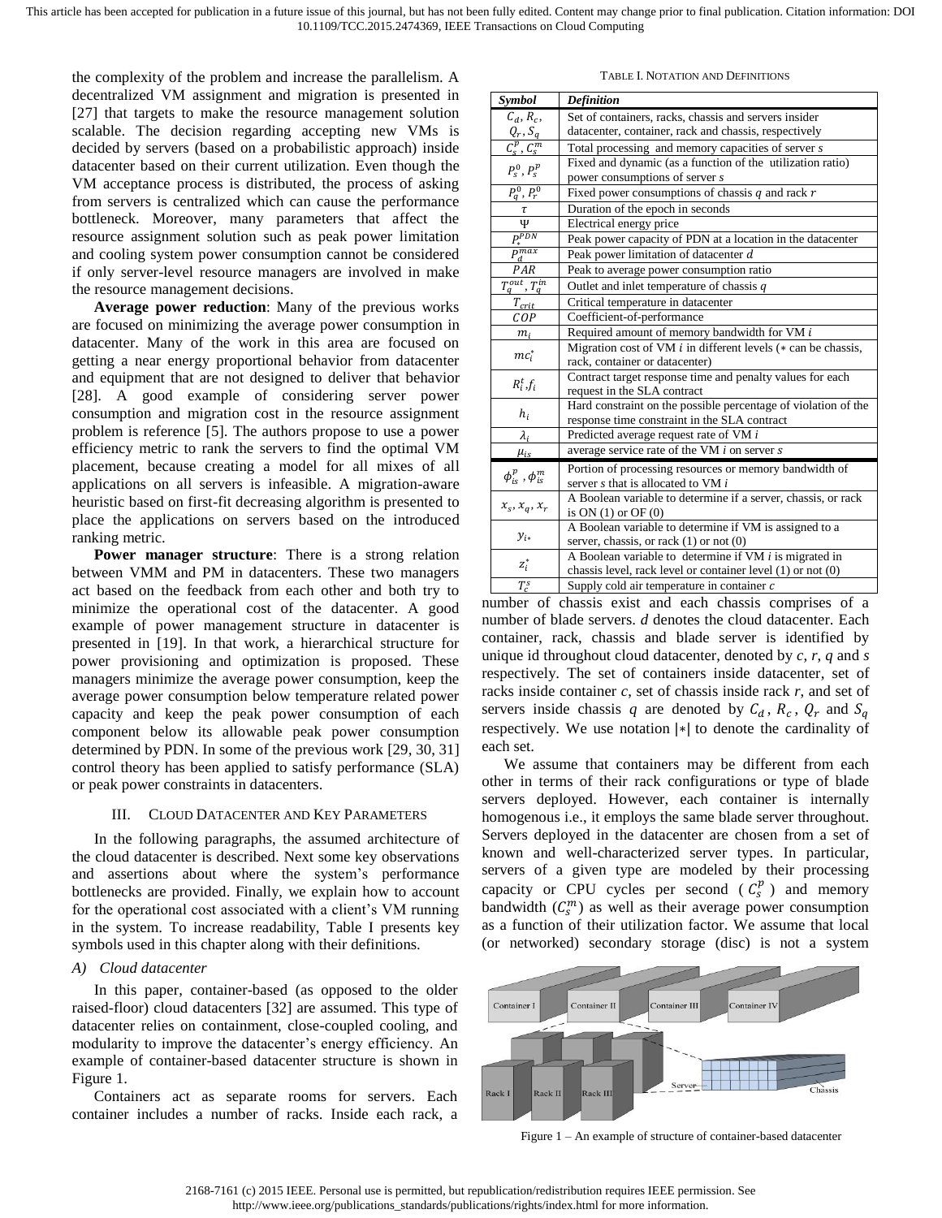the complexity of the problem and increase the parallelism. A decentralized VM assignment and migration is presented in [27] that targets to make the resource management solution scalable. The decision regarding accepting new VMs is decided by servers (based on a probabilistic approach) inside datacenter based on their current utilization. Even though the VM acceptance process is distributed, the process of asking from servers is centralized which can cause the performance bottleneck. Moreover, many parameters that affect the resource assignment solution such as peak power limitation and cooling system power consumption cannot be considered if only server-level resource managers are involved in make the resource management decisions.

**Average power reduction**: Many of the previous works are focused on minimizing the average power consumption in datacenter. Many of the work in this area are focused on getting a near energy proportional behavior from datacenter and equipment that are not designed to deliver that behavior [28]. A good example of considering server power consumption and migration cost in the resource assignment problem is reference [5]. The authors propose to use a power efficiency metric to rank the servers to find the optimal VM placement, because creating a model for all mixes of all applications on all servers is infeasible. A migration-aware heuristic based on first-fit decreasing algorithm is presented to place the applications on servers based on the introduced ranking metric.

**Power manager structure**: There is a strong relation between VMM and PM in datacenters. These two managers act based on the feedback from each other and both try to minimize the operational cost of the datacenter. A good example of power management structure in datacenter is presented in [19]. In that work, a hierarchical structure for power provisioning and optimization is proposed. These managers minimize the average power consumption, keep the average power consumption below temperature related power capacity and keep the peak power consumption of each component below its allowable peak power consumption determined by PDN. In some of the previous work [29, 30, 31] control theory has been applied to satisfy performance (SLA) or peak power constraints in datacenters.

## III. Cloud Datacenter and Key Parameters

In the following paragraphs, the assumed architecture of the cloud datacenter is described. Next some key observations and assertions about where the system's performance bottlenecks are provided. Finally, we explain how to account for the operational cost associated with a client's VM running in the system. To increase readability, Table I presents key symbols used in this chapter along with their definitions.

### A) Cloud datacenter

In this paper, container-based (as opposed to the older raised-floor) cloud datacenters [32] are assumed. This type of datacenter relies on containment, close-coupled cooling, and modularity to improve the datacenter's energy efficiency. An example of container-based datacenter structure is shown in Figure 1.

Containers act as separate rooms for servers. Each container includes a number of racks. Inside each rack, a number of chassis exist and each chassis comprises of a number of blade servers. $d$ denotes the cloud datacenter. Each container, rack, chassis and blade server is identified by unique id throughout cloud datacenter, denoted by $c$, $r$, $q$ and $s$ respectively. The set of containers inside datacenter, set of racks inside container $c$, set of chassis inside rack $r$, and set of servers inside chassis $q$ are denoted by $C_d$, $R_c$, $Q_r$ and $S_q$ respectively. We use notation $|*|$ to denote the cardinality of each set.

TABLE I. Notation and Definitions

| *Symbol* | *Definition* |
|---|---|
| $C_d, R_c, Q_r, S_q$ | Set of containers, racks, chassis and servers insider datacenter, container, rack and chassis, respectively |
| $C_s^p, C_s^m$ | Total processing and memory capacities of server $s$ |
| $P_s^0, P_s^p$ | Fixed and dynamic (as a function of the utilization ratio) power consumptions of server $s$ |
| $P_q^0, P_r^0$ | Fixed power consumptions of chassis $q$ and rack $r$ |
| $\tau$ | Duration of the epoch in seconds |
| $\Psi$ | Electrical energy price |
| $P_*^{PDN}$ | Peak power capacity of PDN at a location in the datacenter |
| $P_d^{max}$ | Peak power limitation of datacenter $d$ |
| $PAR$ | Peak to average power consumption ratio |
| $T_q^{out}, T_q^{in}$ | Outlet and inlet temperature of chassis $q$ |
| $T_{crit}$ | Critical temperature in datacenter |
| $COP$ | Coefficient-of-performance |
| $m_i$ | Required amount of memory bandwidth for VM $i$ |
| $mc_i^*$ | Migration cost of VM $i$ in different levels ($*$ can be chassis, rack, container or datacenter) |
| $R_i^t, f_i$ | Contract target response time and penalty values for each request in the SLA contract |
| $h_i$ | Hard constraint on the possible percentage of violation of the response time constraint in the SLA contract |
| $\lambda_i$ | Predicted average request rate of VM $i$ |
| $\mu_{is}$ | average service rate of the VM $i$ on server $s$ |
| $\phi_{is}^p, \phi_{is}^m$ | Portion of processing resources or memory bandwidth of server $s$ that is allocated to VM $i$ |
| $x_s, x_q, x_r$ | A Boolean variable to determine if a server, chassis, or rack is ON (1) or OF (0) |
| $y_{i*}$ | A Boolean variable to determine if VM is assigned to a server, chassis, or rack (1) or not (0) |
| $z_i^*$ | A Boolean variable to determine if VM $i$ is migrated in chassis level, rack level or container level (1) or not (0) |
| $T_c^s$ | Supply cold air temperature in container $c$ |

We assume that containers may be different from each other in terms of their rack configurations or type of blade servers deployed. However, each container is internally homogenous i.e., it employs the same blade server throughout. Servers deployed in the datacenter are chosen from a set of known and well-characterized server types. In particular, servers of a given type are modeled by their processing capacity or CPU cycles per second ($C_s^p$) and memory bandwidth ($C_s^m$) as well as their average power consumption as a function of their utilization factor. We assume that local (or networked) secondary storage (disc) is not a system

Figure 1 – An example of structure of container-based datacenter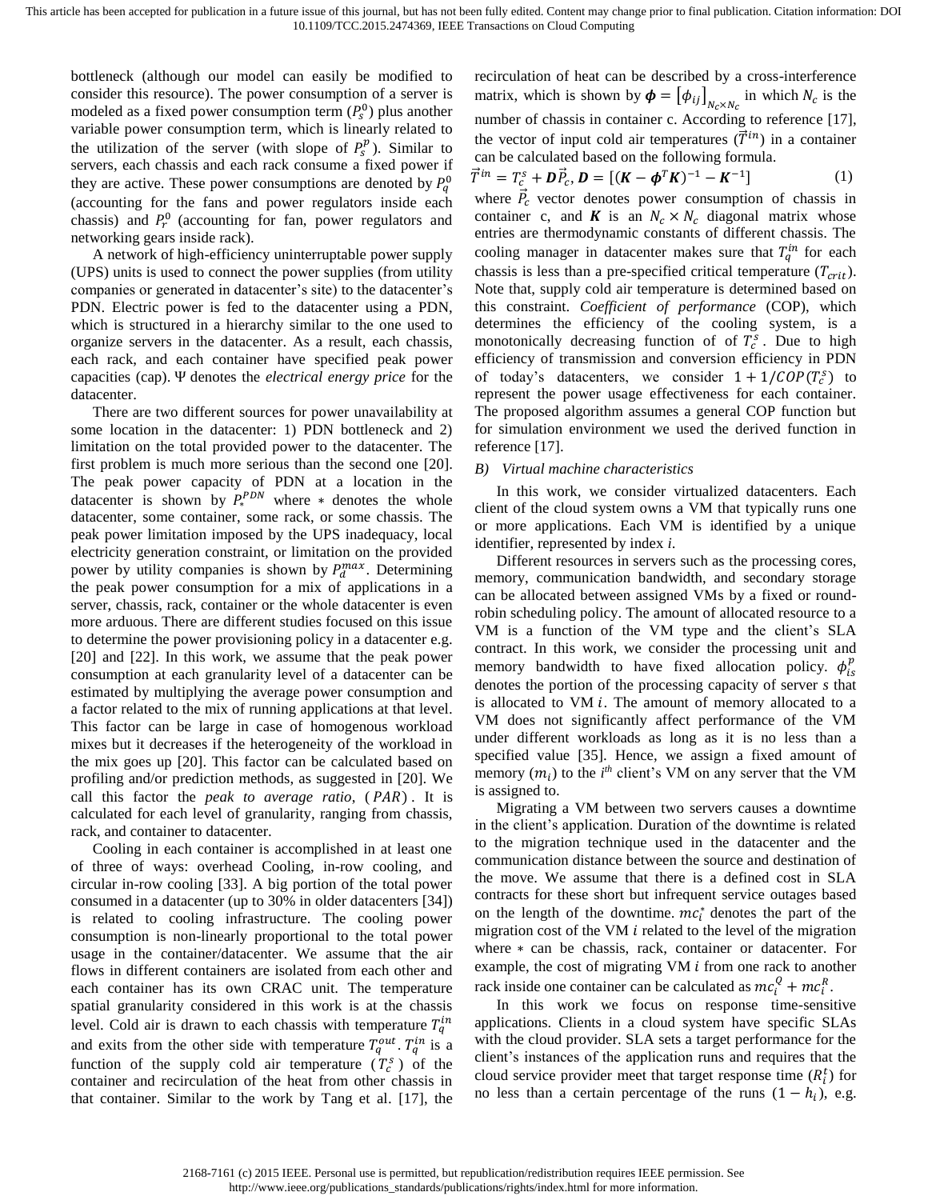bottleneck (although our model can easily be modified to consider this resource). The power consumption of a server is modeled as a fixed power consumption term ($P_s^0$) plus another variable power consumption term, which is linearly related to the utilization of the server (with slope of $P_s^p$). Similar to servers, each chassis and each rack consume a fixed power if they are active. These power consumptions are denoted by $P_q^0$ (accounting for the fans and power regulators inside each chassis) and $P_r^0$ (accounting for fan, power regulators and networking gears inside rack).

A network of high-efficiency uninterruptable power supply (UPS) units is used to connect the power supplies (from utility companies or generated in datacenter's site) to the datacenter's PDN. Electric power is fed to the datacenter using a PDN, which is structured in a hierarchy similar to the one used to organize servers in the datacenter. As a result, each chassis, each rack, and each container have specified peak power capacities (cap). Ψ denotes the *electrical energy price* for the datacenter.

There are two different sources for power unavailability at some location in the datacenter: 1) PDN bottleneck and 2) limitation on the total provided power to the datacenter. The first problem is much more serious than the second one [20]. The peak power capacity of PDN at a location in the datacenter is shown by $P_*^{PDN}$ where $*$ denotes the whole datacenter, some container, some rack, or some chassis. The peak power limitation imposed by the UPS inadequacy, local electricity generation constraint, or limitation on the provided power by utility companies is shown by $P_d^{max}$. Determining the peak power consumption for a mix of applications in a server, chassis, rack, container or the whole datacenter is even more arduous. There are different studies focused on this issue to determine the power provisioning policy in a datacenter e.g. [20] and [22]. In this work, we assume that the peak power consumption at each granularity level of a datacenter can be estimated by multiplying the average power consumption and a factor related to the mix of running applications at that level. This factor can be large in case of homogenous workload mixes but it decreases if the heterogeneity of the workload in the mix goes up [20]. This factor can be calculated based on profiling and/or prediction methods, as suggested in [20]. We call this factor the *peak to average ratio*, ($PAR$). It is calculated for each level of granularity, ranging from chassis, rack, and container to datacenter.

Cooling in each container is accomplished in at least one of three of ways: overhead Cooling, in-row cooling, and circular in-row cooling [33]. A big portion of the total power consumed in a datacenter (up to 30% in older datacenters [34]) is related to cooling infrastructure. The cooling power consumption is non-linearly proportional to the total power usage in the container/datacenter. We assume that the air flows in different containers are isolated from each other and each container has its own CRAC unit. The temperature spatial granularity considered in this work is at the chassis level. Cold air is drawn to each chassis with temperature $T_q^{in}$ and exits from the other side with temperature $T_q^{out}$. $T_q^{in}$ is a function of the supply cold air temperature ($T_c^s$) of the container and recirculation of the heat from other chassis in that container. Similar to the work by Tang et al. [17], the recirculation of heat can be described by a cross-interference matrix, which is shown by $\boldsymbol{\phi} = \left[\phi_{ij}\right]_{N_c \times N_c}$ in which $N_c$ is the number of chassis in container c. According to reference [17], the vector of input cold air temperatures ($\vec{T}^{in}$) in a container can be calculated based on the following formula.

$$\vec{T}^{in} = T_c^s + \boldsymbol{D}\vec{P}_c, \boldsymbol{D} = [(\boldsymbol{K} - \boldsymbol{\phi}^T\boldsymbol{K})^{-1} - \boldsymbol{K}^{-1}] \tag{1}$$

where $\vec{P}_c$ vector denotes power consumption of chassis in container c, and $\boldsymbol{K}$ is an $N_c \times N_c$ diagonal matrix whose entries are thermodynamic constants of different chassis. The cooling manager in datacenter makes sure that $T_q^{in}$ for each chassis is less than a pre-specified critical temperature ($T_{crit}$). Note that, supply cold air temperature is determined based on this constraint. *Coefficient of performance* (COP), which determines the efficiency of the cooling system, is a monotonically decreasing function of of $T_c^s$. Due to high efficiency of transmission and conversion efficiency in PDN of today's datacenters, we consider $1 + 1/COP(T_c^s)$ to represent the power usage effectiveness for each container. The proposed algorithm assumes a general COP function but for simulation environment we used the derived function in reference [17].

### B) Virtual machine characteristics

In this work, we consider virtualized datacenters. Each client of the cloud system owns a VM that typically runs one or more applications. Each VM is identified by a unique identifier, represented by index *i*.

Different resources in servers such as the processing cores, memory, communication bandwidth, and secondary storage can be allocated between assigned VMs by a fixed or round-robin scheduling policy. The amount of allocated resource to a VM is a function of the VM type and the client's SLA contract. In this work, we consider the processing unit and memory bandwidth to have fixed allocation policy. $\phi_{is}^p$ denotes the portion of the processing capacity of server *s* that is allocated to VM $i$. The amount of memory allocated to a VM does not significantly affect performance of the VM under different workloads as long as it is no less than a specified value [35]. Hence, we assign a fixed amount of memory ($m_i$) to the $i^{th}$ client's VM on any server that the VM is assigned to.

Migrating a VM between two servers causes a downtime in the client's application. Duration of the downtime is related to the migration technique used in the datacenter and the communication distance between the source and destination of the move. We assume that there is a defined cost in SLA contracts for these short but infrequent service outages based on the length of the downtime. $mc_i^*$ denotes the part of the migration cost of the VM $i$ related to the level of the migration where $*$ can be chassis, rack, container or datacenter. For example, the cost of migrating VM $i$ from one rack to another rack inside one container can be calculated as $mc_i^Q + mc_i^R$.

In this work we focus on response time-sensitive applications. Clients in a cloud system have specific SLAs with the cloud provider. SLA sets a target performance for the client's instances of the application runs and requires that the cloud service provider meet that target response time ($R_i^t$) for no less than a certain percentage of the runs ($1 - h_i$), e.g.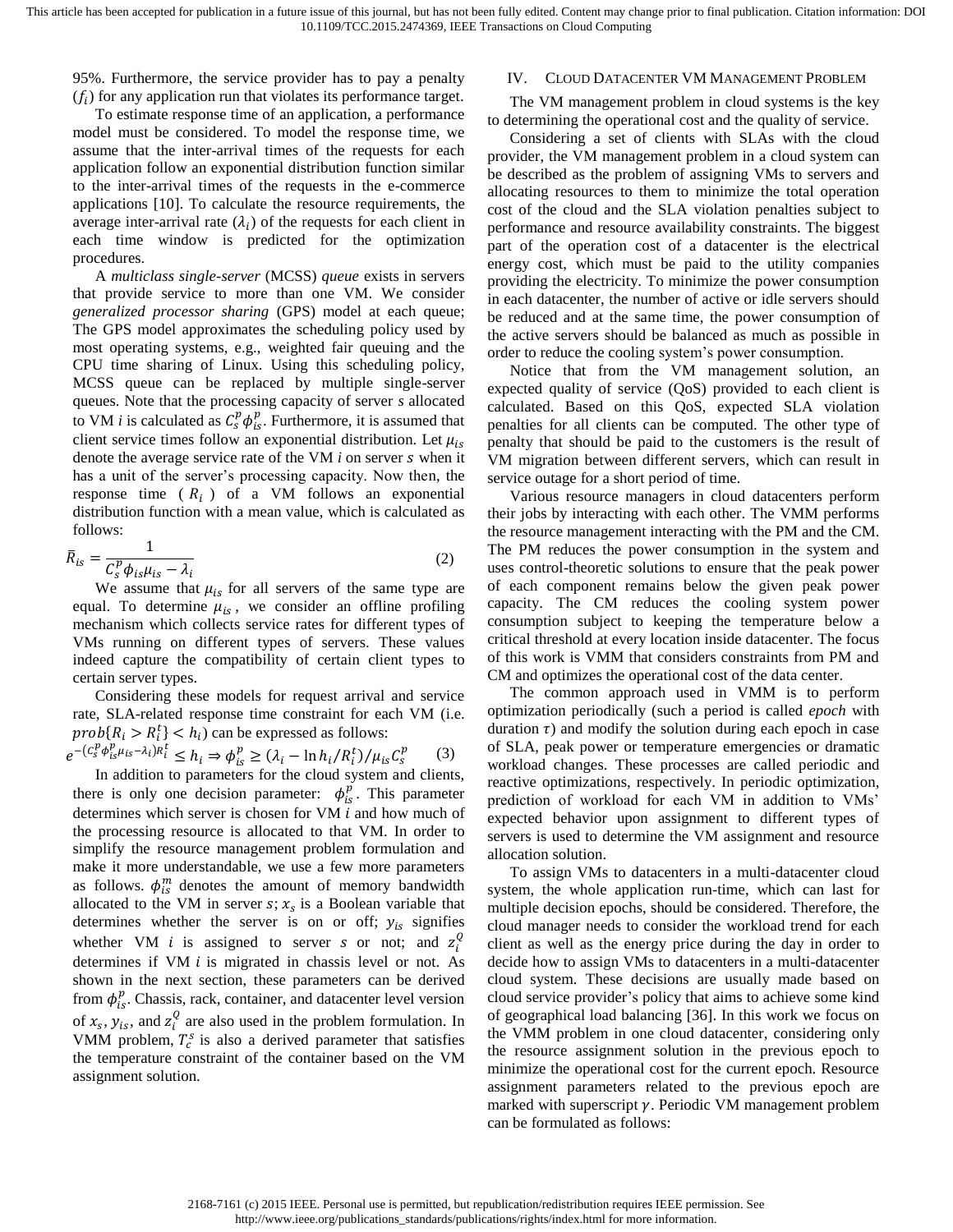95%. Furthermore, the service provider has to pay a penalty ($f_i$) for any application run that violates its performance target.

To estimate response time of an application, a performance model must be considered. To model the response time, we assume that the inter-arrival times of the requests for each application follow an exponential distribution function similar to the inter-arrival times of the requests in the e-commerce applications [10]. To calculate the resource requirements, the average inter-arrival rate ($\lambda_i$) of the requests for each client in each time window is predicted for the optimization procedures.

A *multiclass single-server* (MCSS) *queue* exists in servers that provide service to more than one VM. We consider *generalized processor sharing* (GPS) model at each queue; The GPS model approximates the scheduling policy used by most operating systems, e.g., weighted fair queuing and the CPU time sharing of Linux. Using this scheduling policy, MCSS queue can be replaced by multiple single-server queues. Note that the processing capacity of server $s$ allocated to VM $i$ is calculated as $C_s^p \phi_{is}^p$. Furthermore, it is assumed that client service times follow an exponential distribution. Let $\mu_{is}$ denote the average service rate of the VM $i$ on server $s$ when it has a unit of the server's processing capacity. Now then, the response time ( $R_i$ ) of a VM follows an exponential distribution function with a mean value, which is calculated as follows:

$$\bar{R}_{is} = \frac{1}{C_s^p \phi_{is} \mu_{is} - \lambda_i} \tag{2}$$

We assume that $\mu_{is}$ for all servers of the same type are equal. To determine $\mu_{is}$, we consider an offline profiling mechanism which collects service rates for different types of VMs running on different types of servers. These values indeed capture the compatibility of certain client types to certain server types.

Considering these models for request arrival and service rate, SLA-related response time constraint for each VM (i.e. $prob\{R_i > R_i^t\} < h_i$) can be expressed as follows:

$$e^{-(C_s^p \phi_{is}^p \mu_{is} - \lambda_i) R_i^t} \leq h_i \Rightarrow \phi_{is}^p \geq (\lambda_i - \ln h_i / R_i^t) / \mu_{is} C_s^p \tag{3}$$

In addition to parameters for the cloud system and clients, there is only one decision parameter: $\phi_{is}^p$. This parameter determines which server is chosen for VM $i$ and how much of the processing resource is allocated to that VM. In order to simplify the resource management problem formulation and make it more understandable, we use a few more parameters as follows. $\phi_{is}^m$ denotes the amount of memory bandwidth allocated to the VM in server $s$; $x_s$ is a Boolean variable that determines whether the server is on or off; $y_{is}$ signifies whether VM $i$ is assigned to server $s$ or not; and $z_i^Q$ determines if VM $i$ is migrated in chassis level or not. As shown in the next section, these parameters can be derived from $\phi_{is}^p$. Chassis, rack, container, and datacenter level version of $x_s$, $y_{is}$, and $z_i^Q$ are also used in the problem formulation. In VMM problem, $T_c^s$ is also a derived parameter that satisfies the temperature constraint of the container based on the VM assignment solution.

## IV. Cloud Datacenter VM Management Problem

The VM management problem in cloud systems is the key to determining the operational cost and the quality of service.

Considering a set of clients with SLAs with the cloud provider, the VM management problem in a cloud system can be described as the problem of assigning VMs to servers and allocating resources to them to minimize the total operation cost of the cloud and the SLA violation penalties subject to performance and resource availability constraints. The biggest part of the operation cost of a datacenter is the electrical energy cost, which must be paid to the utility companies providing the electricity. To minimize the power consumption in each datacenter, the number of active or idle servers should be reduced and at the same time, the power consumption of the active servers should be balanced as much as possible in order to reduce the cooling system's power consumption.

Notice that from the VM management solution, an expected quality of service (QoS) provided to each client is calculated. Based on this QoS, expected SLA violation penalties for all clients can be computed. The other type of penalty that should be paid to the customers is the result of VM migration between different servers, which can result in service outage for a short period of time.

Various resource managers in cloud datacenters perform their jobs by interacting with each other. The VMM performs the resource management interacting with the PM and the CM. The PM reduces the power consumption in the system and uses control-theoretic solutions to ensure that the peak power of each component remains below the given peak power capacity. The CM reduces the cooling system power consumption subject to keeping the temperature below a critical threshold at every location inside datacenter. The focus of this work is VMM that considers constraints from PM and CM and optimizes the operational cost of the data center.

The common approach used in VMM is to perform optimization periodically (such a period is called *epoch* with duration $\tau$) and modify the solution during each epoch in case of SLA, peak power or temperature emergencies or dramatic workload changes. These processes are called periodic and reactive optimizations, respectively. In periodic optimization, prediction of workload for each VM in addition to VMs' expected behavior upon assignment to different types of servers is used to determine the VM assignment and resource allocation solution.

To assign VMs to datacenters in a multi-datacenter cloud system, the whole application run-time, which can last for multiple decision epochs, should be considered. Therefore, the cloud manager needs to consider the workload trend for each client as well as the energy price during the day in order to decide how to assign VMs to datacenters in a multi-datacenter cloud system. These decisions are usually made based on cloud service provider's policy that aims to achieve some kind of geographical load balancing [36]. In this work we focus on the VMM problem in one cloud datacenter, considering only the resource assignment solution in the previous epoch to minimize the operational cost for the current epoch. Resource assignment parameters related to the previous epoch are marked with superscript $\gamma$. Periodic VM management problem can be formulated as follows: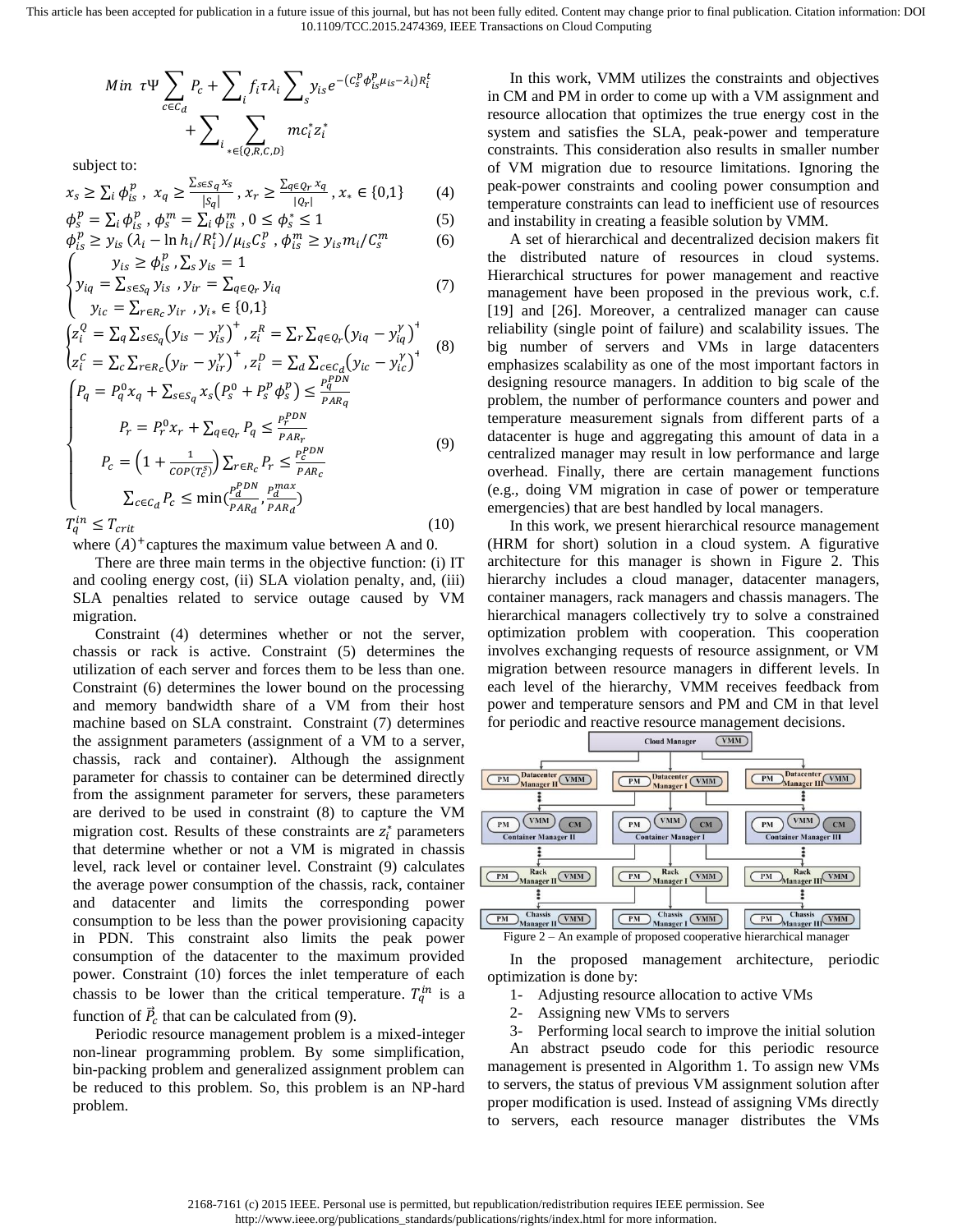$$Min\ \tau\Psi \sum_{c\in C_d} P_c + \sum_i f_i \tau \lambda_i \sum_s y_{is} e^{-(C_s^p \phi_{is}^p \mu_{is} - \lambda_i) R_i^t} + \sum_i \sum_{*\in\{Q,R,C,D\}} mc_i^* z_i^*$$

subject to:

$$x_s \geq \sum_i \phi_{is}^p,\ x_q \geq \frac{\sum_{s\in S_q} x_s}{|S_q|},\ x_r \geq \frac{\sum_{q\in Q_r} x_q}{|Q_r|},\ x_* \in \{0,1\} \quad (4)$$

$$\phi_s^p = \sum_i \phi_{is}^p,\ \phi_s^m = \sum_i \phi_{is}^m,\ 0 \leq \phi_s^* \leq 1 \quad (5)$$

$$\phi_{is}^p \geq y_{is}(\lambda_i - \ln h_i / R_i^t)/\mu_{is} C_s^p,\ \phi_{is}^m \geq y_{is} m_i / C_s^m \quad (6)$$

$$\begin{cases} y_{is} \geq \phi_{is}^p, \sum_s y_{is} = 1 \\ y_{iq} = \sum_{s\in S_q} y_{is},\ y_{ir} = \sum_{q\in Q_r} y_{iq} \\ y_{ic} = \sum_{r\in R_c} y_{ir},\ y_{i*} \in \{0,1\} \end{cases} \quad (7)$$

$$\begin{cases} z_i^Q = \sum_q \sum_{s\in S_q} (y_{is} - y_{is}^\gamma)^+,\ z_i^R = \sum_r \sum_{q\in Q_r} (y_{iq} - y_{iq}^\gamma)^+ \\ z_i^C = \sum_c \sum_{r\in R_c} (y_{ir} - y_{ir}^\gamma)^+,\ z_i^D = \sum_d \sum_{c\in C_d} (y_{ic} - y_{ic}^\gamma)^+ \end{cases} \quad (8)$$

$$\begin{cases} P_q = P_q^0 x_q + \sum_{s\in S_q} x_s (P_s^0 + P_s^p \phi_s^p) \leq \frac{P_q^{PDN}}{PAR_q} \\ P_r = P_r^0 x_r + \sum_{q\in Q_r} P_q \leq \frac{P_r^{PDN}}{PAR_r} \\ P_c = \left(1 + \frac{1}{COP(T_c^S)}\right) \sum_{r\in R_c} P_r \leq \frac{P_c^{PDN}}{PAR_c} \\ \sum_{c\in C_d} P_c \leq \min\left(\frac{P_d^{PDN}}{PAR_d}, \frac{P_d^{max}}{PAR_d}\right) \end{cases} \quad (9)$$

$$T_q^{in} \leq T_{crit} \quad (10)$$

where $(A)^+$ captures the maximum value between A and 0.

There are three main terms in the objective function: (i) IT and cooling energy cost, (ii) SLA violation penalty, and, (iii) SLA penalties related to service outage caused by VM migration.

Constraint (4) determines whether or not the server, chassis or rack is active. Constraint (5) determines the utilization of each server and forces them to be less than one. Constraint (6) determines the lower bound on the processing and memory bandwidth share of a VM from their host machine based on SLA constraint. Constraint (7) determines the assignment parameters (assignment of a VM to a server, chassis, rack and container). Although the assignment parameter for chassis to container can be determined directly from the assignment parameter for servers, these parameters are derived to be used in constraint (8) to capture the VM migration cost. Results of these constraints are $z_i^*$ parameters that determine whether or not a VM is migrated in chassis level, rack level or container level. Constraint (9) calculates the average power consumption of the chassis, rack, container and datacenter and limits the corresponding power consumption to be less than the power provisioning capacity in PDN. This constraint also limits the peak power consumption of the datacenter to the maximum provided power. Constraint (10) forces the inlet temperature of each chassis to be lower than the critical temperature. $T_q^{in}$ is a function of $\vec{P}_c$ that can be calculated from (9).

Periodic resource management problem is a mixed-integer non-linear programming problem. By some simplification, bin-packing problem and generalized assignment problem can be reduced to this problem. So, this problem is an NP-hard problem.

In this work, VMM utilizes the constraints and objectives in CM and PM in order to come up with a VM assignment and resource allocation that optimizes the true energy cost in the system and satisfies the SLA, peak-power and temperature constraints. This consideration also results in smaller number of VM migration due to resource limitations. Ignoring the peak-power constraints and cooling power consumption and temperature constraints can lead to inefficient use of resources and instability in creating a feasible solution by VMM.

A set of hierarchical and decentralized decision makers fit the distributed nature of resources in cloud systems. Hierarchical structures for power management and reactive management have been proposed in the previous work, c.f. [19] and [26]. Moreover, a centralized manager can cause reliability (single point of failure) and scalability issues. The big number of servers and VMs in large datacenters emphasizes scalability as one of the most important factors in designing resource managers. In addition to big scale of the problem, the number of performance counters and power and temperature measurement signals from different parts of a datacenter is huge and aggregating this amount of data in a centralized manager may result in low performance and large overhead. Finally, there are certain management functions (e.g., doing VM migration in case of power or temperature emergencies) that are best handled by local managers.

In this work, we present hierarchical resource management (HRM for short) solution in a cloud system. A figurative architecture for this manager is shown in Figure 2. This hierarchy includes a cloud manager, datacenter managers, container managers, rack managers and chassis managers. The hierarchical managers collectively try to solve a constrained optimization problem with cooperation. This cooperation involves exchanging requests of resource assignment, or VM migration between resource managers in different levels. In each level of the hierarchy, VMM receives feedback from power and temperature sensors and PM and CM in that level for periodic and reactive resource management decisions.

Figure 2 – An example of proposed cooperative hierarchical manager

In the proposed management architecture, periodic optimization is done by:

1- Adjusting resource allocation to active VMs
2- Assigning new VMs to servers
3- Performing local search to improve the initial solution

An abstract pseudo code for this periodic resource management is presented in Algorithm 1. To assign new VMs to servers, the status of previous VM assignment solution after proper modification is used. Instead of assigning VMs directly to servers, each resource manager distributes the VMs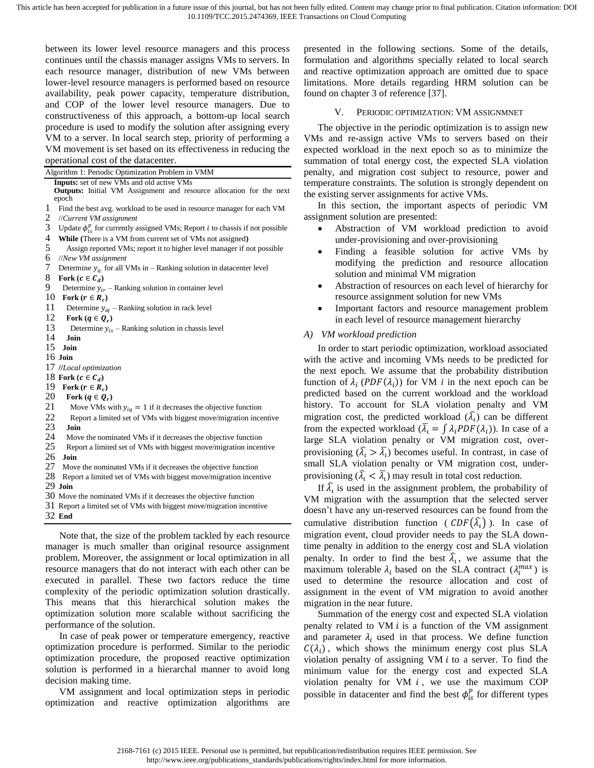between its lower level resource managers and this process continues until the chassis manager assigns VMs to servers. In each resource manager, distribution of new VMs between lower-level resource managers is performed based on resource availability, peak power capacity, temperature distribution, and COP of the lower level resource managers. Due to constructiveness of this approach, a bottom-up local search procedure is used to modify the solution after assigning every VM to a server. In local search step, priority of performing a VM movement is set based on its effectiveness in reducing the operational cost of the datacenter.

```
Algorithm 1: Periodic Optimization Problem in VMM
Inputs: set of new VMs and old active VMs
Outputs: Initial VM Assignment and resource allocation for the next epoch
1  Find the best avg. workload to be used in resource manager for each VM
2  //Current VM assignment
3  Update φ_is^p for currently assigned VMs; Report i to chassis if not possible
4  While (There is a VM from current set of VMs not assigned)
5     Assign reported VMs; report it to higher level manager if not possible
6  //New VM assignment
7  Determine y_ic for all VMs in – Ranking solution in datacenter level
8  Fork (c ∈ C_d)
9    Determine y_ir – Ranking solution in container level
10   Fork (r ∈ R_c)
11     Determine y_iq – Ranking solution in rack level
12     Fork (q ∈ Q_r)
13       Determine y_is – Ranking solution in chassis level
14     Join
15   Join
16 Join
17 //Local optimization
18 Fork (c ∈ C_d)
19   Fork (r ∈ R_c)
20     Fork (q ∈ Q_r)
21       Move VMs with y_iq = 1 if it decreases the objective function
22       Report a limited set of VMs with biggest move/migration incentive
23     Join
24     Move the nominated VMs if it decreases the objective function
25     Report a limited set of VMs with biggest move/migration incentive
26   Join
27   Move the nominated VMs if it decreases the objective function
28   Report a limited set of VMs with biggest move/migration incentive
29 Join
30 Move the nominated VMs if it decreases the objective function
31 Report a limited set of VMs with biggest move/migration incentive
32 End
```

Note that, the size of the problem tackled by each resource manager is much smaller than original resource assignment problem. Moreover, the assignment or local optimization in all resource managers that do not interact with each other can be executed in parallel. These two factors reduce the time complexity of the periodic optimization solution drastically. This means that this hierarchical solution makes the optimization solution more scalable without sacrificing the performance of the solution.

In case of peak power or temperature emergency, reactive optimization procedure is performed. Similar to the periodic optimization procedure, the proposed reactive optimization solution is performed in a hierarchal manner to avoid long decision making time.

VM assignment and local optimization steps in periodic optimization and reactive optimization algorithms are presented in the following sections. Some of the details, formulation and algorithms specially related to local search and reactive optimization approach are omitted due to space limitations. More details regarding HRM solution can be found on chapter 3 of reference [37].

## V. Periodic optimization: VM assignmnet

The objective in the periodic optimization is to assign new VMs and re-assign active VMs to servers based on their expected workload in the next epoch so as to minimize the summation of total energy cost, the expected SLA violation penalty, and migration cost subject to resource, power and temperature constraints. The solution is strongly dependent on the existing server assignments for active VMs.

In this section, the important aspects of periodic VM assignment solution are presented:

- Abstraction of VM workload prediction to avoid under-provisioning and over-provisioning
- Finding a feasible solution for active VMs by modifying the prediction and resource allocation solution and minimal VM migration
- Abstraction of resources on each level of hierarchy for resource assignment solution for new VMs
- Important factors and resource management problem in each level of resource management hierarchy

### A) VM workload prediction

In order to start periodic optimization, workload associated with the active and incoming VMs needs to be predicted for the next epoch. We assume that the probability distribution function of $\lambda_i$ ($PDF(\lambda_i)$) for VM $i$ in the next epoch can be predicted based on the current workload and the workload history. To account for SLA violation penalty and VM migration cost, the predicted workload ($\widehat{\lambda_i}$) can be different from the expected workload ($\overline{\lambda_i} = \int \lambda_i PDF(\lambda_i)$). In case of a large SLA violation penalty or VM migration cost, over-provisioning ($\widehat{\lambda_i} > \overline{\lambda_i}$) becomes useful. In contrast, in case of small SLA violation penalty or VM migration cost, under-provisioning ($\widehat{\lambda_i} < \overline{\lambda_i}$) may result in total cost reduction.

If $\widehat{\lambda_i}$ is used in the assignment problem, the probability of VM migration with the assumption that the selected server doesn't have any un-reserved resources can be found from the cumulative distribution function ($CDF(\widehat{\lambda_i})$). In case of migration event, cloud provider needs to pay the SLA down-time penalty in addition to the energy cost and SLA violation penalty. In order to find the best $\widehat{\lambda_i}$, we assume that the maximum tolerable $\lambda_i$ based on the SLA contract ($\lambda_i^{max}$) is used to determine the resource allocation and cost of assignment in the event of VM migration to avoid another migration in the near future.

Summation of the energy cost and expected SLA violation penalty related to VM $i$ is a function of the VM assignment and parameter $\lambda_i$ used in that process. We define function $C(\lambda_i)$, which shows the minimum energy cost plus SLA violation penalty of assigning VM $i$ to a server. To find the minimum value for the energy cost and expected SLA violation penalty for VM $i$, we use the maximum COP possible in datacenter and find the best $\phi_{is}^{p}$ for different types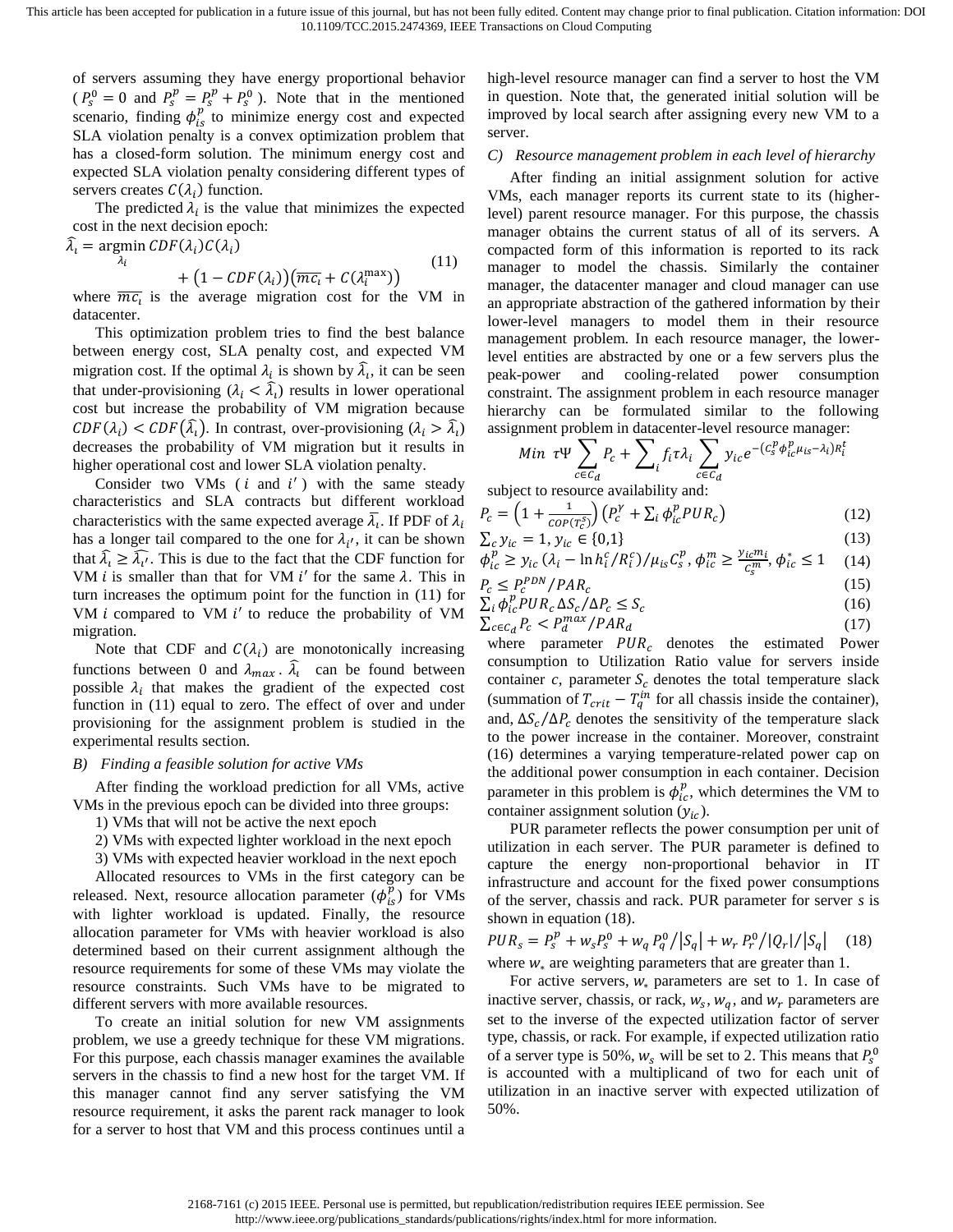of servers assuming they have energy proportional behavior ($P_s^0 = 0$ and $P_s^p = P_s^p + P_s^0$). Note that in the mentioned scenario, finding $\phi_{is}^p$ to minimize energy cost and expected SLA violation penalty is a convex optimization problem that has a closed-form solution. The minimum energy cost and expected SLA violation penalty considering different types of servers creates $C(\lambda_i)$ function.

The predicted $\lambda_i$ is the value that minimizes the expected cost in the next decision epoch:

$$\widehat{\lambda_i} = \underset{\lambda_i}{\operatorname{argmin}}\, CDF(\lambda_i)C(\lambda_i) + \left(1 - CDF(\lambda_i)\right)\left(\overline{mc_i} + C(\lambda_i^{\max})\right) \tag{11}$$

where $\overline{mc_i}$ is the average migration cost for the VM in datacenter.

This optimization problem tries to find the best balance between energy cost, SLA penalty cost, and expected VM migration cost. If the optimal $\lambda_i$ is shown by $\widehat{\lambda_i}$, it can be seen that under-provisioning ($\lambda_i < \widehat{\lambda_i}$) results in lower operational cost but increase the probability of VM migration because $CDF(\lambda_i) < CDF(\widehat{\lambda_i})$. In contrast, over-provisioning ($\lambda_i > \widehat{\lambda_i}$) decreases the probability of VM migration but it results in higher operational cost and lower SLA violation penalty.

Consider two VMs ($i$ and $i'$) with the same steady characteristics and SLA contracts but different workload characteristics with the same expected average $\overline{\lambda_i}$. If PDF of $\lambda_i$ has a longer tail compared to the one for $\lambda_{i'}$, it can be shown that $\widehat{\lambda_i} \geq \widehat{\lambda_{i'}}$. This is due to the fact that the CDF function for VM $i$ is smaller than that for VM $i'$ for the same $\lambda$. This in turn increases the optimum point for the function in (11) for VM $i$ compared to VM $i'$ to reduce the probability of VM migration.

Note that CDF and $C(\lambda_i)$ are monotonically increasing functions between 0 and $\lambda_{max}$. $\widehat{\lambda_i}$ can be found between possible $\lambda_i$ that makes the gradient of the expected cost function in (11) equal to zero. The effect of over and under provisioning for the assignment problem is studied in the experimental results section.

*B) Finding a feasible solution for active VMs*

After finding the workload prediction for all VMs, active VMs in the previous epoch can be divided into three groups:

1) VMs that will not be active the next epoch
2) VMs with expected lighter workload in the next epoch
3) VMs with expected heavier workload in the next epoch

Allocated resources to VMs in the first category can be released. Next, resource allocation parameter ($\phi_{is}^p$) for VMs with lighter workload is updated. Finally, the resource allocation parameter for VMs with heavier workload is also determined based on their current assignment although the resource requirements for some of these VMs may violate the resource constraints. Such VMs have to be migrated to different servers with more available resources.

To create an initial solution for new VM assignments problem, we use a greedy technique for these VM migrations. For this purpose, each chassis manager examines the available servers in the chassis to find a new host for the target VM. If this manager cannot find any server satisfying the VM resource requirement, it asks the parent rack manager to look for a server to host that VM and this process continues until a high-level resource manager can find a server to host the VM in question. Note that, the generated initial solution will be improved by local search after assigning every new VM to a server.

*C) Resource management problem in each level of hierarchy*

After finding an initial assignment solution for active VMs, each manager reports its current state to its (higher-level) parent resource manager. For this purpose, the chassis manager obtains the current status of all of its servers. A compacted form of this information is reported to its rack manager to model the chassis. Similarly the container manager, the datacenter manager and cloud manager can use an appropriate abstraction of the gathered information by their lower-level managers to model them in their resource management problem. In each resource manager, the lower-level entities are abstracted by one or a few servers plus the peak-power and cooling-related power consumption constraint. The assignment problem in each resource manager hierarchy can be formulated similar to the following assignment problem in datacenter-level resource manager:

$$Min\ \tau\Psi \sum_{c\in C_d} P_c + \sum_i f_i \tau \lambda_i \sum_{c\in C_d} y_{ic} e^{-(C_s^p \phi_{ic}^p \mu_{is} - \lambda_i)R_i^t}$$

subject to resource availability and:

$$P_c = \left(1 + \frac{1}{COP(T_c^s)}\right)\left(P_c^\gamma + \textstyle\sum_i \phi_{ic}^p PUR_c\right) \tag{12}$$

$$\textstyle\sum_c y_{ic} = 1,\ y_{ic} \in \{0,1\} \tag{13}$$

$$\phi_{ic}^p \geq y_{ic}\left(\lambda_i - \ln h_i^c / R_i^c\right)/\mu_{is} C_s^p,\ \phi_{ic}^m \geq \frac{y_{ic} m_i}{C_s^m},\ \phi_{ic}^* \leq 1 \tag{14}$$

$$P_c \leq P_c^{PDN}/PAR_c \tag{15}$$

$$\textstyle\sum_i \phi_{ic}^p PUR_c \Delta S_c / \Delta P_c \leq S_c \tag{16}$$

$$\textstyle\sum_{c\in C_d} P_c < P_d^{max}/PAR_d \tag{17}$$

where parameter $PUR_c$ denotes the estimated Power consumption to Utilization Ratio value for servers inside container $c$, parameter $S_c$ denotes the total temperature slack (summation of $T_{crit} - T_q^{in}$ for all chassis inside the container), and, $\Delta S_c / \Delta P_c$ denotes the sensitivity of the temperature slack to the power increase in the container. Moreover, constraint (16) determines a varying temperature-related power cap on the additional power consumption in each container. Decision parameter in this problem is $\phi_{ic}^p$, which determines the VM to container assignment solution ($y_{ic}$).

PUR parameter reflects the power consumption per unit of utilization in each server. The PUR parameter is defined to capture the energy non-proportional behavior in IT infrastructure and account for the fixed power consumptions of the server, chassis and rack. PUR parameter for server $s$ is shown in equation (18).

$$PUR_s = P_s^p + w_s P_s^0 + w_q P_q^0/|S_q| + w_r P_r^0/|Q_r|/|S_q| \tag{18}$$

where $w_*$ are weighting parameters that are greater than 1.

For active servers, $w_*$ parameters are set to 1. In case of inactive server, chassis, or rack, $w_s$, $w_q$, and $w_r$ parameters are set to the inverse of the expected utilization factor of server type, chassis, or rack. For example, if expected utilization ratio of a server type is 50%, $w_s$ will be set to 2. This means that $P_s^0$ is accounted with a multiplicand of two for each unit of utilization in an inactive server with expected utilization of 50%.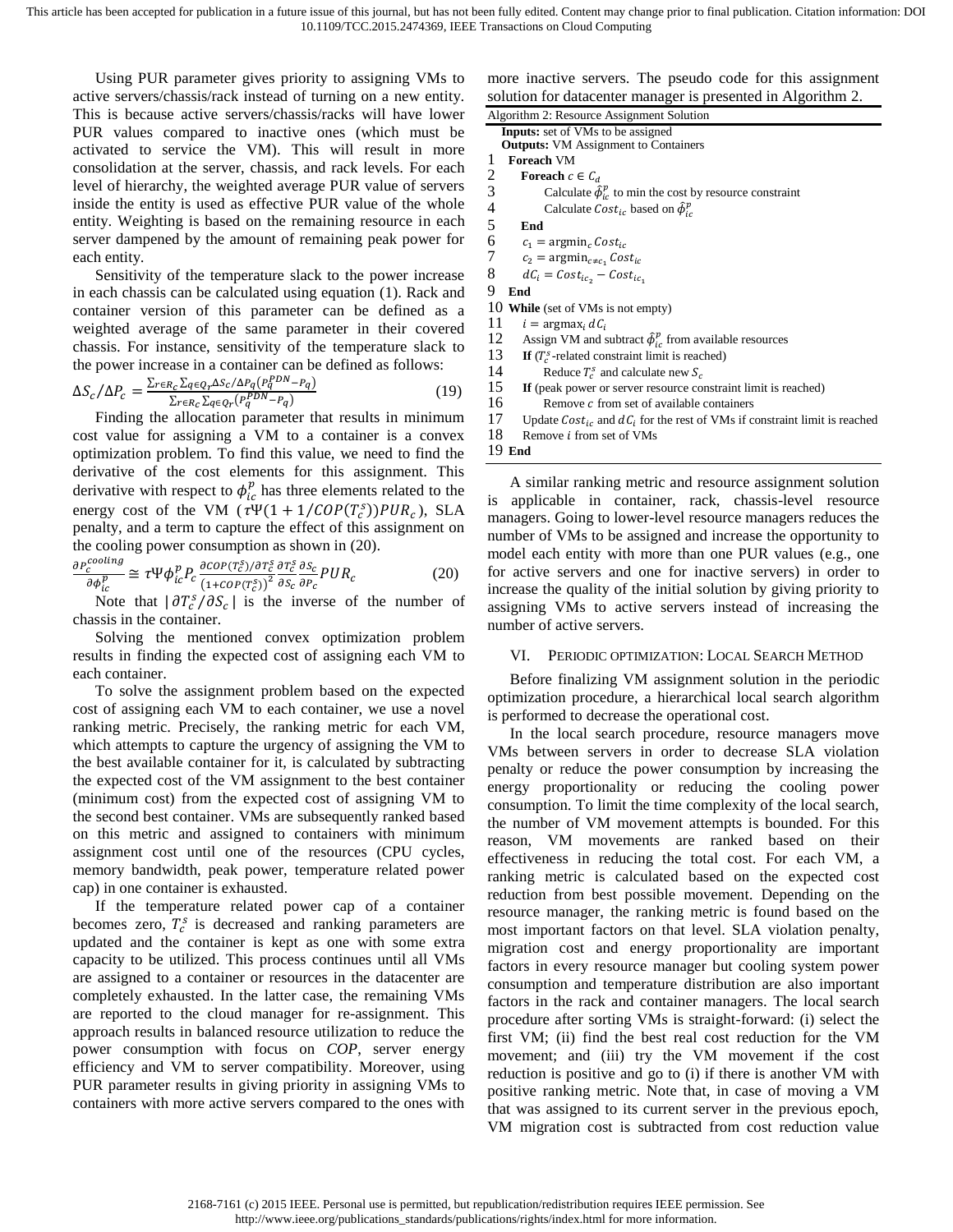Using PUR parameter gives priority to assigning VMs to active servers/chassis/rack instead of turning on a new entity. This is because active servers/chassis/racks will have lower PUR values compared to inactive ones (which must be activated to service the VM). This will result in more consolidation at the server, chassis, and rack levels. For each level of hierarchy, the weighted average PUR value of servers inside the entity is used as effective PUR value of the whole entity. Weighting is based on the remaining resource in each server dampened by the amount of remaining peak power for each entity.

Sensitivity of the temperature slack to the power increase in each chassis can be calculated using equation (1). Rack and container version of this parameter can be defined as a weighted average of the same parameter in their covered chassis. For instance, sensitivity of the temperature slack to the power increase in a container can be defined as follows:

$$\Delta S_c/\Delta P_c = \frac{\sum_{r\in R_c}\sum_{q\in Q_r}\Delta S_c/\Delta P_q\left(P_q^{PDN}-P_q\right)}{\sum_{r\in R_c}\sum_{q\in Q_r}\left(P_q^{PDN}-P_q\right)} \tag{19}$$

Finding the allocation parameter that results in minimum cost value for assigning a VM to a container is a convex optimization problem. To find this value, we need to find the derivative of the cost elements for this assignment. This derivative with respect to $\phi_{ic}^{p}$ has three elements related to the energy cost of the VM ($\tau\Psi(1+1/COP(T_c^s))PUR_c$), SLA penalty, and a term to capture the effect of this assignment on the cooling power consumption as shown in (20).

$$\frac{\partial P_c^{cooling}}{\partial \phi_{ic}^{p}} \cong \tau\Psi\phi_{ic}^{p}P_c\frac{\partial COP(T_c^s)/\partial T_c^s}{\left(1+COP(T_c^s)\right)^2}\frac{\partial T_c^s}{\partial S_c}\frac{\partial S_c}{\partial P_c}PUR_c \tag{20}$$

Note that $|\partial T_c^s/\partial S_c|$ is the inverse of the number of chassis in the container.

Solving the mentioned convex optimization problem results in finding the expected cost of assigning each VM to each container.

To solve the assignment problem based on the expected cost of assigning each VM to each container, we use a novel ranking metric. Precisely, the ranking metric for each VM, which attempts to capture the urgency of assigning the VM to the best available container for it, is calculated by subtracting the expected cost of the VM assignment to the best container (minimum cost) from the expected cost of assigning VM to the second best container. VMs are subsequently ranked based on this metric and assigned to containers with minimum assignment cost until one of the resources (CPU cycles, memory bandwidth, peak power, temperature related power cap) in one container is exhausted.

If the temperature related power cap of a container becomes zero, $T_c^s$ is decreased and ranking parameters are updated and the container is kept as one with some extra capacity to be utilized. This process continues until all VMs are assigned to a container or resources in the datacenter are completely exhausted. In the latter case, the remaining VMs are reported to the cloud manager for re-assignment. This approach results in balanced resource utilization to reduce the power consumption with focus on *COP*, server energy efficiency and VM to server compatibility. Moreover, using PUR parameter results in giving priority in assigning VMs to containers with more active servers compared to the ones with more inactive servers. The pseudo code for this assignment solution for datacenter manager is presented in Algorithm 2.

```
Algorithm 2: Resource Assignment Solution
   Inputs: set of VMs to be assigned
   Outputs: VM Assignment to Containers
1  Foreach VM
2    Foreach c ∈ C_d
3        Calculate φ̂^p_ic to min the cost by resource constraint
4        Calculate Cost_ic based on φ̂^p_ic
5    End
6    c_1 = argmin_c Cost_ic
7    c_2 = argmin_{c≠c_1} Cost_ic
8    dC_i = Cost_{ic_2} − Cost_{ic_1}
9  End
10 While (set of VMs is not empty)
11   i = argmax_i dC_i
12   Assign VM and subtract φ̂^p_ic from available resources
13   If (T^s_c-related constraint limit is reached)
14       Reduce T^s_c and calculate new S_c
15   If (peak power or server resource constraint limit is reached)
16       Remove c from set of available containers
17   Update Cost_ic and dC_i for the rest of VMs if constraint limit is reached
18   Remove i from set of VMs
19 End
```

A similar ranking metric and resource assignment solution is applicable in container, rack, chassis-level resource managers. Going to lower-level resource managers reduces the number of VMs to be assigned and increase the opportunity to model each entity with more than one PUR values (e.g., one for active servers and one for inactive servers) in order to increase the quality of the initial solution by giving priority to assigning VMs to active servers instead of increasing the number of active servers.

## VI. Periodic Optimization: Local Search Method

Before finalizing VM assignment solution in the periodic optimization procedure, a hierarchical local search algorithm is performed to decrease the operational cost.

In the local search procedure, resource managers move VMs between servers in order to decrease SLA violation penalty or reduce the power consumption by increasing the energy proportionality or reducing the cooling power consumption. To limit the time complexity of the local search, the number of VM movement attempts is bounded. For this reason, VM movements are ranked based on their effectiveness in reducing the total cost. For each VM, a ranking metric is calculated based on the expected cost reduction from best possible movement. Depending on the resource manager, the ranking metric is found based on the most important factors on that level. SLA violation penalty, migration cost and energy proportionality are important factors in every resource manager but cooling system power consumption and temperature distribution are also important factors in the rack and container managers. The local search procedure after sorting VMs is straight-forward: (i) select the first VM; (ii) find the best real cost reduction for the VM movement; and (iii) try the VM movement if the cost reduction is positive and go to (i) if there is another VM with positive ranking metric. Note that, in case of moving a VM that was assigned to its current server in the previous epoch, VM migration cost is subtracted from cost reduction value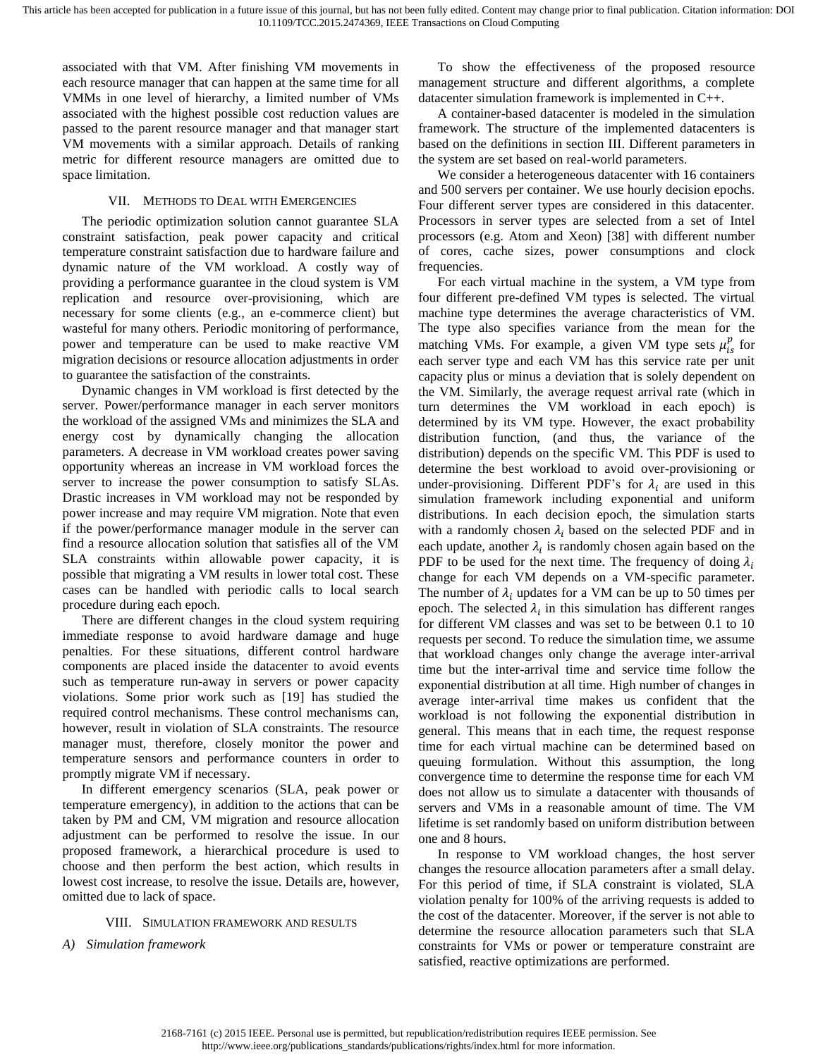associated with that VM. After finishing VM movements in each resource manager that can happen at the same time for all VMMs in one level of hierarchy, a limited number of VMs associated with the highest possible cost reduction values are passed to the parent resource manager and that manager start VM movements with a similar approach. Details of ranking metric for different resource managers are omitted due to space limitation.

## VII. Methods to Deal with Emergencies

The periodic optimization solution cannot guarantee SLA constraint satisfaction, peak power capacity and critical temperature constraint satisfaction due to hardware failure and dynamic nature of the VM workload. A costly way of providing a performance guarantee in the cloud system is VM replication and resource over-provisioning, which are necessary for some clients (e.g., an e-commerce client) but wasteful for many others. Periodic monitoring of performance, power and temperature can be used to make reactive VM migration decisions or resource allocation adjustments in order to guarantee the satisfaction of the constraints.

Dynamic changes in VM workload is first detected by the server. Power/performance manager in each server monitors the workload of the assigned VMs and minimizes the SLA and energy cost by dynamically changing the allocation parameters. A decrease in VM workload creates power saving opportunity whereas an increase in VM workload forces the server to increase the power consumption to satisfy SLAs. Drastic increases in VM workload may not be responded by power increase and may require VM migration. Note that even if the power/performance manager module in the server can find a resource allocation solution that satisfies all of the VM SLA constraints within allowable power capacity, it is possible that migrating a VM results in lower total cost. These cases can be handled with periodic calls to local search procedure during each epoch.

There are different changes in the cloud system requiring immediate response to avoid hardware damage and huge penalties. For these situations, different control hardware components are placed inside the datacenter to avoid events such as temperature run-away in servers or power capacity violations. Some prior work such as [19] has studied the required control mechanisms. These control mechanisms can, however, result in violation of SLA constraints. The resource manager must, therefore, closely monitor the power and temperature sensors and performance counters in order to promptly migrate VM if necessary.

In different emergency scenarios (SLA, peak power or temperature emergency), in addition to the actions that can be taken by PM and CM, VM migration and resource allocation adjustment can be performed to resolve the issue. In our proposed framework, a hierarchical procedure is used to choose and then perform the best action, which results in lowest cost increase, to resolve the issue. Details are, however, omitted due to lack of space.

## VIII. Simulation framework and results

### A) Simulation framework

To show the effectiveness of the proposed resource management structure and different algorithms, a complete datacenter simulation framework is implemented in C++.

A container-based datacenter is modeled in the simulation framework. The structure of the implemented datacenters is based on the definitions in section III. Different parameters in the system are set based on real-world parameters.

We consider a heterogeneous datacenter with 16 containers and 500 servers per container. We use hourly decision epochs. Four different server types are considered in this datacenter. Processors in server types are selected from a set of Intel processors (e.g. Atom and Xeon) [38] with different number of cores, cache sizes, power consumptions and clock frequencies.

For each virtual machine in the system, a VM type from four different pre-defined VM types is selected. The virtual machine type determines the average characteristics of VM. The type also specifies variance from the mean for the matching VMs. For example, a given VM type sets $\mu_{is}^{p}$ for each server type and each VM has this service rate per unit capacity plus or minus a deviation that is solely dependent on the VM. Similarly, the average request arrival rate (which in turn determines the VM workload in each epoch) is determined by its VM type. However, the exact probability distribution function, (and thus, the variance of the distribution) depends on the specific VM. This PDF is used to determine the best workload to avoid over-provisioning or under-provisioning. Different PDF's for $\lambda_i$ are used in this simulation framework including exponential and uniform distributions. In each decision epoch, the simulation starts with a randomly chosen $\lambda_i$ based on the selected PDF and in each update, another $\lambda_i$ is randomly chosen again based on the PDF to be used for the next time. The frequency of doing $\lambda_i$ change for each VM depends on a VM-specific parameter. The number of $\lambda_i$ updates for a VM can be up to 50 times per epoch. The selected $\lambda_i$ in this simulation has different ranges for different VM classes and was set to be between 0.1 to 10 requests per second. To reduce the simulation time, we assume that workload changes only change the average inter-arrival time but the inter-arrival time and service time follow the exponential distribution at all time. High number of changes in average inter-arrival time makes us confident that the workload is not following the exponential distribution in general. This means that in each time, the request response time for each virtual machine can be determined based on queuing formulation. Without this assumption, the long convergence time to determine the response time for each VM does not allow us to simulate a datacenter with thousands of servers and VMs in a reasonable amount of time. The VM lifetime is set randomly based on uniform distribution between one and 8 hours.

In response to VM workload changes, the host server changes the resource allocation parameters after a small delay. For this period of time, if SLA constraint is violated, SLA violation penalty for 100% of the arriving requests is added to the cost of the datacenter. Moreover, if the server is not able to determine the resource allocation parameters such that SLA constraints for VMs or power or temperature constraint are satisfied, reactive optimizations are performed.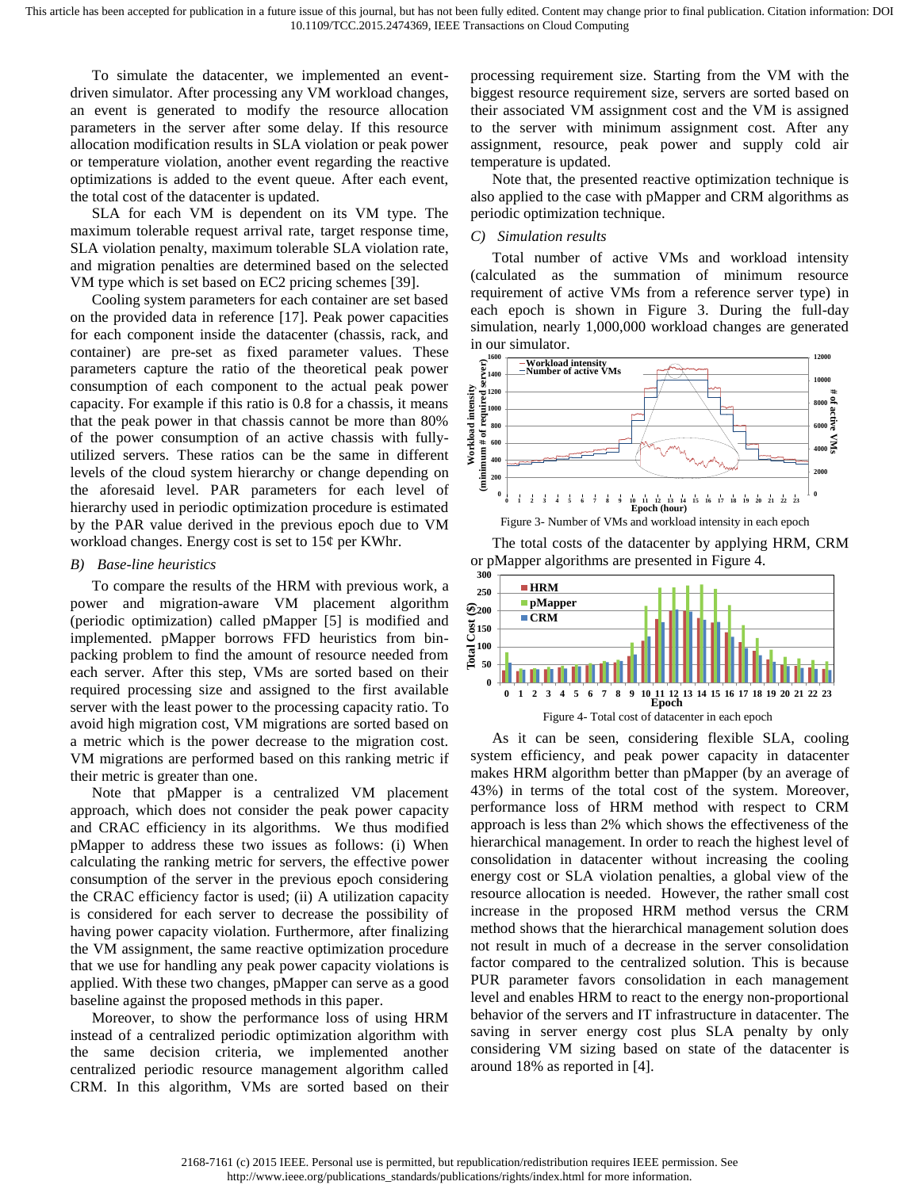To simulate the datacenter, we implemented an event-driven simulator. After processing any VM workload changes, an event is generated to modify the resource allocation parameters in the server after some delay. If this resource allocation modification results in SLA violation or peak power or temperature violation, another event regarding the reactive optimizations is added to the event queue. After each event, the total cost of the datacenter is updated.

SLA for each VM is dependent on its VM type. The maximum tolerable request arrival rate, target response time, SLA violation penalty, maximum tolerable SLA violation rate, and migration penalties are determined based on the selected VM type which is set based on EC2 pricing schemes [39].

Cooling system parameters for each container are set based on the provided data in reference [17]. Peak power capacities for each component inside the datacenter (chassis, rack, and container) are pre-set as fixed parameter values. These parameters capture the ratio of the theoretical peak power consumption of each component to the actual peak power capacity. For example if this ratio is 0.8 for a chassis, it means that the peak power in that chassis cannot be more than 80% of the power consumption of an active chassis with fully-utilized servers. These ratios can be the same in different levels of the cloud system hierarchy or change depending on the aforesaid level. PAR parameters for each level of hierarchy used in periodic optimization procedure is estimated by the PAR value derived in the previous epoch due to VM workload changes. Energy cost is set to 15¢ per KWhr.

### *B) Base-line heuristics*

To compare the results of the HRM with previous work, a power and migration-aware VM placement algorithm (periodic optimization) called pMapper [5] is modified and implemented. pMapper borrows FFD heuristics from bin-packing problem to find the amount of resource needed from each server. After this step, VMs are sorted based on their required processing size and assigned to the first available server with the least power to the processing capacity ratio. To avoid high migration cost, VM migrations are sorted based on a metric which is the power decrease to the migration cost. VM migrations are performed based on this ranking metric if their metric is greater than one.

Note that pMapper is a centralized VM placement approach, which does not consider the peak power capacity and CRAC efficiency in its algorithms. We thus modified pMapper to address these two issues as follows: (i) When calculating the ranking metric for servers, the effective power consumption of the server in the previous epoch considering the CRAC efficiency factor is used; (ii) A utilization capacity is considered for each server to decrease the possibility of having power capacity violation. Furthermore, after finalizing the VM assignment, the same reactive optimization procedure that we use for handling any peak power capacity violations is applied. With these two changes, pMapper can serve as a good baseline against the proposed methods in this paper.

Moreover, to show the performance loss of using HRM instead of a centralized periodic optimization algorithm with the same decision criteria, we implemented another centralized periodic resource management algorithm called CRM. In this algorithm, VMs are sorted based on their processing requirement size. Starting from the VM with the biggest resource requirement size, servers are sorted based on their associated VM assignment cost and the VM is assigned to the server with minimum assignment cost. After any assignment, resource, peak power and supply cold air temperature is updated.

Note that, the presented reactive optimization technique is also applied to the case with pMapper and CRM algorithms as periodic optimization technique.

### *C) Simulation results*

Total number of active VMs and workload intensity (calculated as the summation of minimum resource requirement of active VMs from a reference server type) in each epoch is shown in Figure 3. During the full-day simulation, nearly 1,000,000 workload changes are generated in our simulator.

Figure 3- Number of VMs and workload intensity in each epoch

The total costs of the datacenter by applying HRM, CRM or pMapper algorithms are presented in Figure 4.

Figure 4- Total cost of datacenter in each epoch

As it can be seen, considering flexible SLA, cooling system efficiency, and peak power capacity in datacenter makes HRM algorithm better than pMapper (by an average of 43%) in terms of the total cost of the system. Moreover, performance loss of HRM method with respect to CRM approach is less than 2% which shows the effectiveness of the hierarchical management. In order to reach the highest level of consolidation in datacenter without increasing the cooling energy cost or SLA violation penalties, a global view of the resource allocation is needed. However, the rather small cost increase in the proposed HRM method versus the CRM method shows that the hierarchical management solution does not result in much of a decrease in the server consolidation factor compared to the centralized solution. This is because PUR parameter favors consolidation in each management level and enables HRM to react to the energy non-proportional behavior of the servers and IT infrastructure in datacenter. The saving in server energy cost plus SLA penalty by only considering VM sizing based on state of the datacenter is around 18% as reported in [4].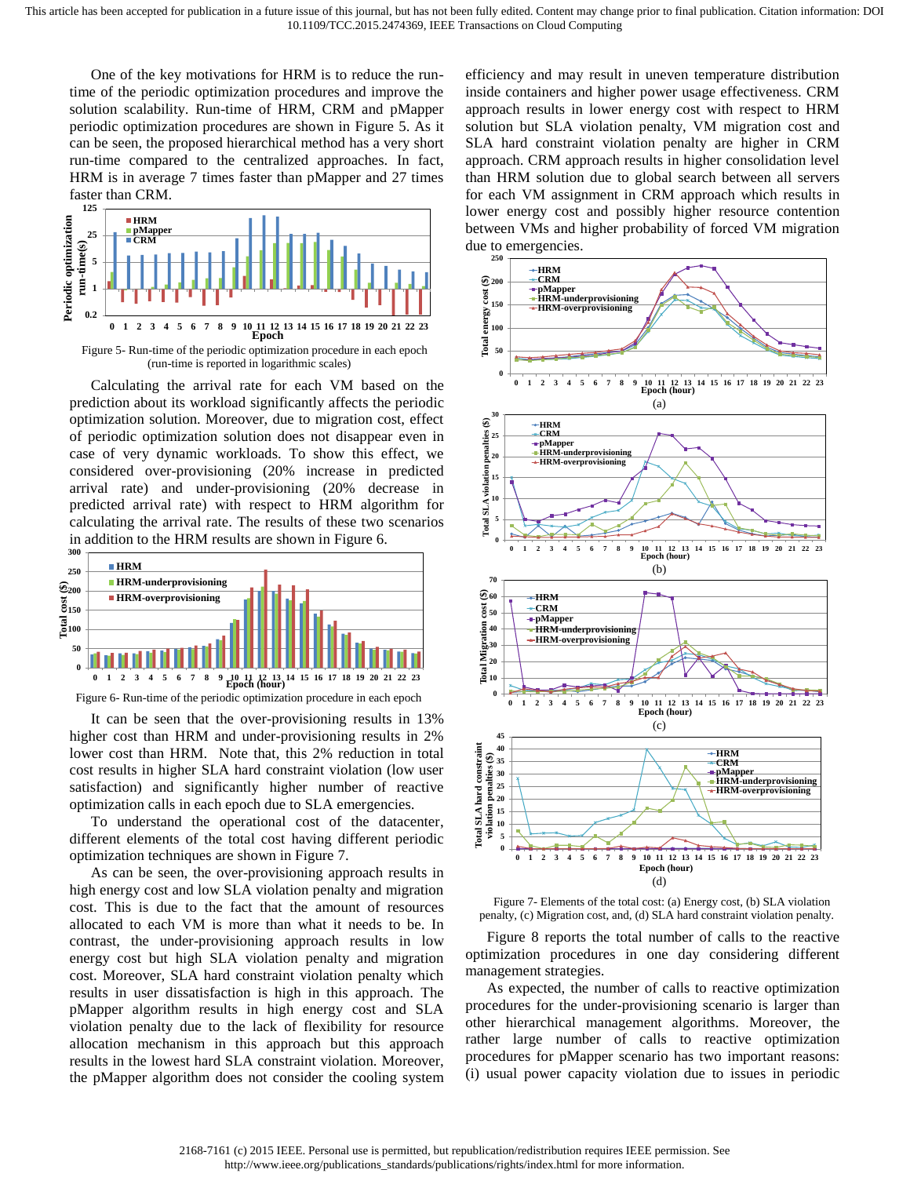One of the key motivations for HRM is to reduce the run-time of the periodic optimization procedures and improve the solution scalability. Run-time of HRM, CRM and pMapper periodic optimization procedures are shown in Figure 5. As it can be seen, the proposed hierarchical method has a very short run-time compared to the centralized approaches. In fact, HRM is in average 7 times faster than pMapper and 27 times faster than CRM.

Figure 5- Run-time of the periodic optimization procedure in each epoch (run-time is reported in logarithmic scales)

Calculating the arrival rate for each VM based on the prediction about its workload significantly affects the periodic optimization solution. Moreover, due to migration cost, effect of periodic optimization solution does not disappear even in case of very dynamic workloads. To show this effect, we considered over-provisioning (20% increase in predicted arrival rate) and under-provisioning (20% decrease in predicted arrival rate) with respect to HRM algorithm for calculating the arrival rate. The results of these two scenarios in addition to the HRM results are shown in Figure 6.

Figure 6- Run-time of the periodic optimization procedure in each epoch

It can be seen that the over-provisioning results in 13% higher cost than HRM and under-provisioning results in 2% lower cost than HRM. Note that, this 2% reduction in total cost results in higher SLA hard constraint violation (low user satisfaction) and significantly higher number of reactive optimization calls in each epoch due to SLA emergencies.

To understand the operational cost of the datacenter, different elements of the total cost having different periodic optimization techniques are shown in Figure 7.

As can be seen, the over-provisioning approach results in high energy cost and low SLA violation penalty and migration cost. This is due to the fact that the amount of resources allocated to each VM is more than what it needs to be. In contrast, the under-provisioning approach results in low energy cost but high SLA violation penalty and migration cost. Moreover, SLA hard constraint violation penalty which results in user dissatisfaction is high in this approach. The pMapper algorithm results in high energy cost and SLA violation penalty due to the lack of flexibility for resource allocation mechanism in this approach but this approach results in the lowest hard SLA constraint violation. Moreover, the pMapper algorithm does not consider the cooling system efficiency and may result in uneven temperature distribution inside containers and higher power usage effectiveness. CRM approach results in lower energy cost with respect to HRM solution but SLA violation penalty, VM migration cost and SLA hard constraint violation penalty are higher in CRM approach. CRM approach results in higher consolidation level than HRM solution due to global search between all servers for each VM assignment in CRM approach which results in lower energy cost and possibly higher resource contention between VMs and higher probability of forced VM migration due to emergencies.

Figure 7- Elements of the total cost: (a) Energy cost, (b) SLA violation penalty, (c) Migration cost, and, (d) SLA hard constraint violation penalty.

Figure 8 reports the total number of calls to the reactive optimization procedures in one day considering different management strategies.

As expected, the number of calls to reactive optimization procedures for the under-provisioning scenario is larger than other hierarchical management algorithms. Moreover, the rather large number of calls to reactive optimization procedures for pMapper scenario has two important reasons: (i) usual power capacity violation due to issues in periodic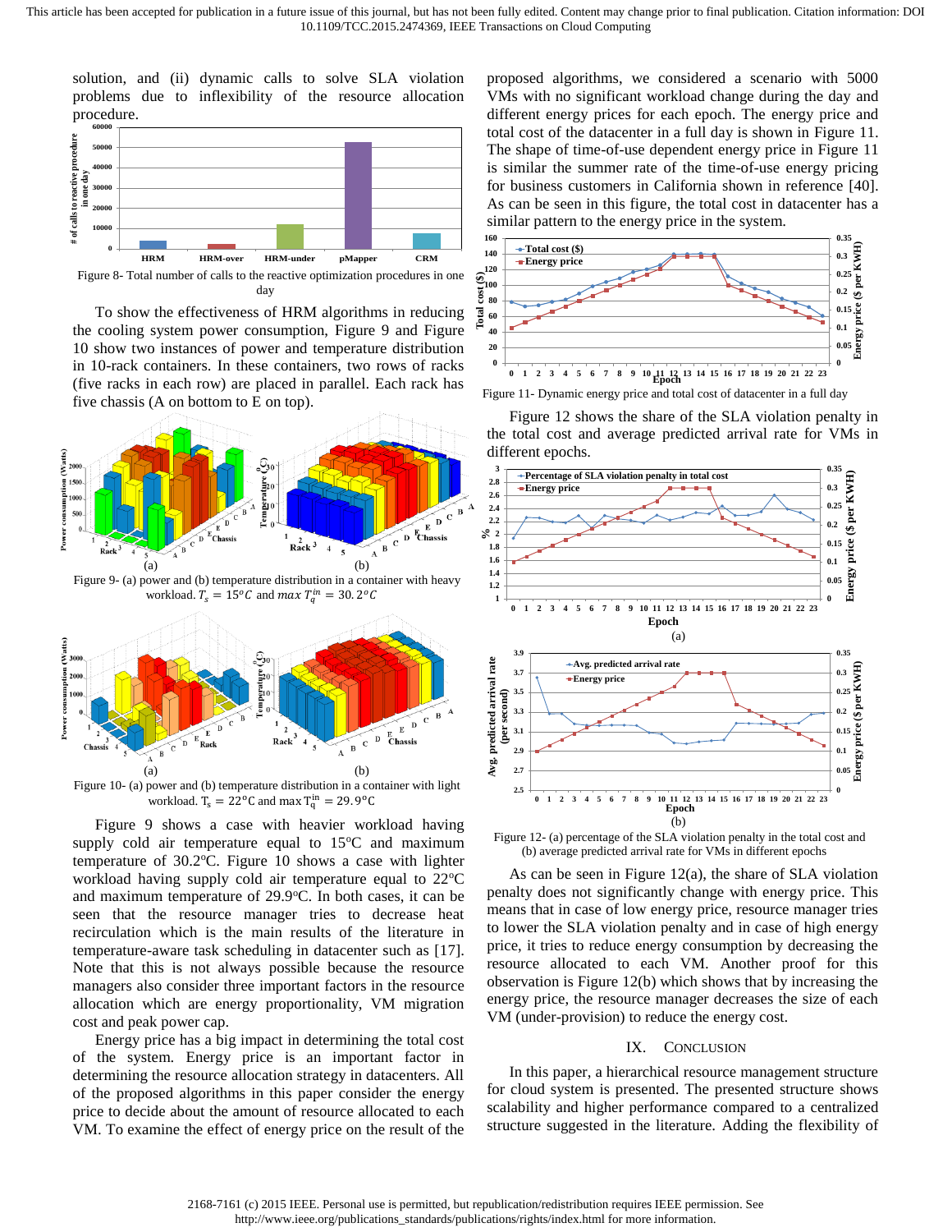solution, and (ii) dynamic calls to solve SLA violation problems due to inflexibility of the resource allocation procedure.

Figure 8- Total number of calls to the reactive optimization procedures in one day

To show the effectiveness of HRM algorithms in reducing the cooling system power consumption, Figure 9 and Figure 10 show two instances of power and temperature distribution in 10-rack containers. In these containers, two rows of racks (five racks in each row) are placed in parallel. Each rack has five chassis (A on bottom to E on top).

Figure 9- (a) power and (b) temperature distribution in a container with heavy workload. $T_s = 15^oC$ and $max\ T_q^{in} = 30.2^oC$

Figure 10- (a) power and (b) temperature distribution in a container with light workload. $T_s = 22^oC$ and $\max T_q^{in} = 29.9^oC$

Figure 9 shows a case with heavier workload having supply cold air temperature equal to 15°C and maximum temperature of 30.2°C. Figure 10 shows a case with lighter workload having supply cold air temperature equal to 22°C and maximum temperature of 29.9°C. In both cases, it can be seen that the resource manager tries to decrease heat recirculation which is the main results of the literature in temperature-aware task scheduling in datacenter such as [17]. Note that this is not always possible because the resource managers also consider three important factors in the resource allocation which are energy proportionality, VM migration cost and peak power cap.

Energy price has a big impact in determining the total cost of the system. Energy price is an important factor in determining the resource allocation strategy in datacenters. All of the proposed algorithms in this paper consider the energy price to decide about the amount of resource allocated to each VM. To examine the effect of energy price on the result of the proposed algorithms, we considered a scenario with 5000 VMs with no significant workload change during the day and different energy prices for each epoch. The energy price and total cost of the datacenter in a full day is shown in Figure 11. The shape of time-of-use dependent energy price in Figure 11 is similar the summer rate of the time-of-use energy pricing for business customers in California shown in reference [40]. As can be seen in this figure, the total cost in datacenter has a similar pattern to the energy price in the system.

Figure 11- Dynamic energy price and total cost of datacenter in a full day

Figure 12 shows the share of the SLA violation penalty in the total cost and average predicted arrival rate for VMs in different epochs.

Figure 12- (a) percentage of the SLA violation penalty in the total cost and (b) average predicted arrival rate for VMs in different epochs

As can be seen in Figure 12(a), the share of SLA violation penalty does not significantly change with energy price. This means that in case of low energy price, resource manager tries to lower the SLA violation penalty and in case of high energy price, it tries to reduce energy consumption by decreasing the resource allocated to each VM. Another proof for this observation is Figure 12(b) which shows that by increasing the energy price, the resource manager decreases the size of each VM (under-provision) to reduce the energy cost.

## IX. Conclusion

In this paper, a hierarchical resource management structure for cloud system is presented. The presented structure shows scalability and higher performance compared to a centralized structure suggested in the literature. Adding the flexibility of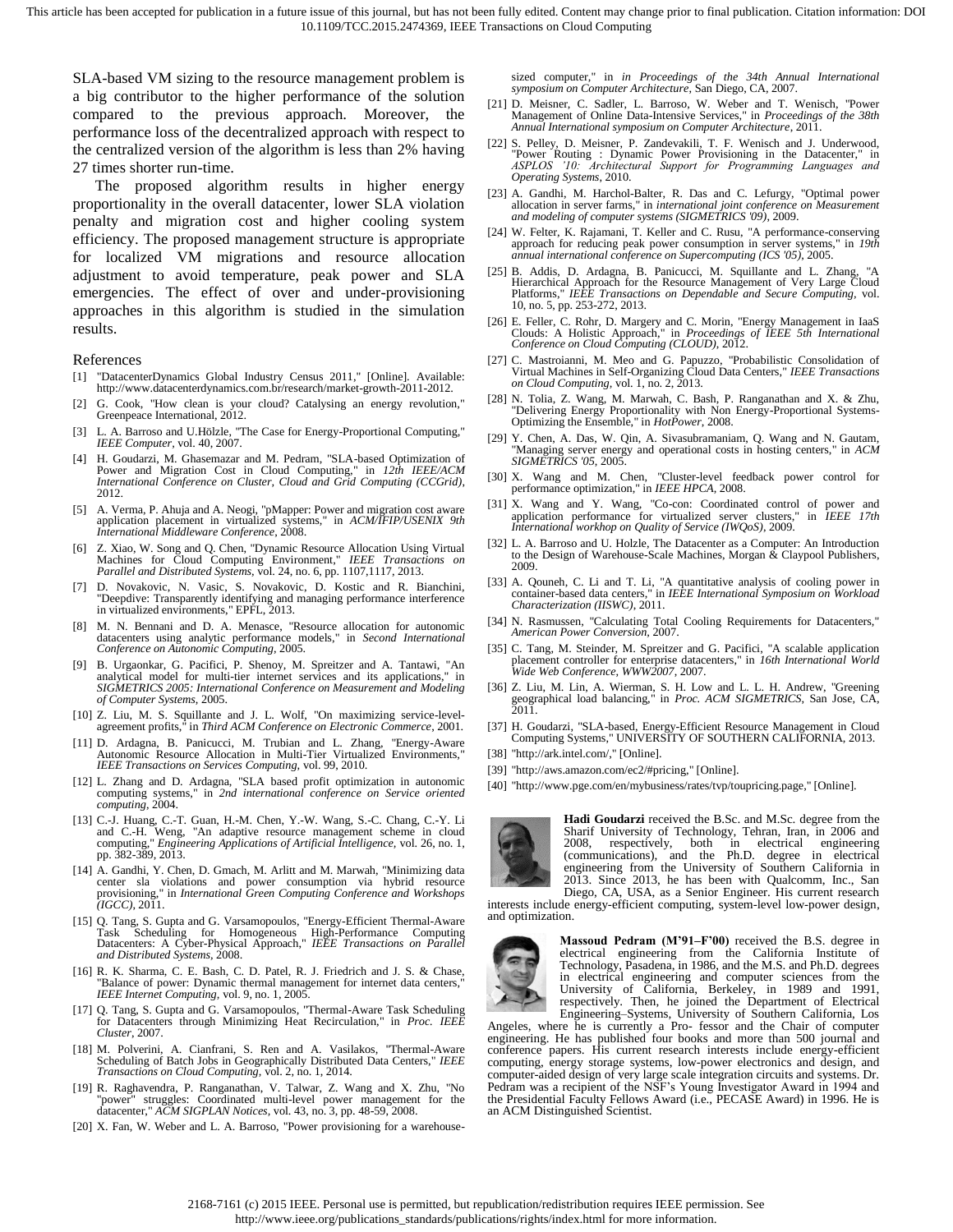SLA-based VM sizing to the resource management problem is a big contributor to the higher performance of the solution compared to the previous approach. Moreover, the performance loss of the decentralized approach with respect to the centralized version of the algorithm is less than 2% having 27 times shorter run-time.

The proposed algorithm results in higher energy proportionality in the overall datacenter, lower SLA violation penalty and migration cost and higher cooling system efficiency. The proposed management structure is appropriate for localized VM migrations and resource allocation adjustment to avoid temperature, peak power and SLA emergencies. The effect of over and under-provisioning approaches in this algorithm is studied in the simulation results.

## References

[1] "DatacenterDynamics Global Industry Census 2011," [Online]. Available: http://www.datacenterdynamics.com.br/research/market-growth-2011-2012.

[2] G. Cook, "How clean is your cloud? Catalysing an energy revolution," Greenpeace International, 2012.

[3] L. A. Barroso and U.Hölzle, "The Case for Energy-Proportional Computing," *IEEE Computer*, vol. 40, 2007.

[4] H. Goudarzi, M. Ghasemazar and M. Pedram, "SLA-based Optimization of Power and Migration Cost in Cloud Computing," in *12th IEEE/ACM International Conference on Cluster, Cloud and Grid Computing (CCGrid)*, 2012.

[5] A. Verma, P. Ahuja and A. Neogi, "pMapper: Power and migration cost aware application placement in virtualized systems," in *ACM/IFIP/USENIX 9th International Middleware Conference*, 2008.

[6] Z. Xiao, W. Song and Q. Chen, "Dynamic Resource Allocation Using Virtual Machines for Cloud Computing Environment," *IEEE Transactions on Parallel and Distributed Systems*, vol. 24, no. 6, pp. 1107,1117, 2013.

[7] D. Novakovic, N. Vasic, S. Novakovic, D. Kostic and R. Bianchini, "Deepdive: Transparently identifying and managing performance interference in virtualized environments," EPFL, 2013.

[8] M. N. Bennani and D. A. Menasce, "Resource allocation for autonomic datacenters using analytic performance models," in *Second International Conference on Autonomic Computing*, 2005.

[9] B. Urgaonkar, G. Pacifici, P. Shenoy, M. Spreitzer and A. Tantawi, "An analytical model for multi-tier internet services and its applications," in *SIGMETRICS 2005: International Conference on Measurement and Modeling of Computer Systems*, 2005.

[10] Z. Liu, M. S. Squillante and J. L. Wolf, "On maximizing service-level-agreement profits," in *Third ACM Conference on Electronic Commerce*, 2001.

[11] D. Ardagna, B. Panicucci, M. Trubian and L. Zhang, "Energy-Aware Autonomic Resource Allocation in Multi-Tier Virtualized Environments," *IEEE Transactions on Services Computing*, vol. 99, 2010.

[12] L. Zhang and D. Ardagna, "SLA based profit optimization in autonomic computing systems," in *2nd international conference on Service oriented computing*, 2004.

[13] C.-J. Huang, C.-T. Guan, H.-M. Chen, Y.-W. Wang, S.-C. Chang, C.-Y. Li and C.-H. Weng, "An adaptive resource management scheme in cloud computing," *Engineering Applications of Artificial Intelligence*, vol. 26, no. 1, pp. 382-389, 2013.

[14] A. Gandhi, Y. Chen, D. Gmach, M. Arlitt and M. Marwah, "Minimizing data center sla violations and power consumption via hybrid resource provisioning," in *International Green Computing Conference and Workshops (IGCC)*, 2011.

[15] Q. Tang, S. Gupta and G. Varsamopoulos, "Energy-Efficient Thermal-Aware Task Scheduling for Homogeneous High-Performance Computing Datacenters: A Cyber-Physical Approach," *IEEE Transactions on Parallel and Distributed Systems*, 2008.

[16] R. K. Sharma, C. E. Bash, C. D. Patel, R. J. Friedrich and J. S. & Chase, "Balance of power: Dynamic thermal management for internet data centers," *IEEE Internet Computing*, vol. 9, no. 1, 2005.

[17] Q. Tang, S. Gupta and G. Varsamopoulos, "Thermal-Aware Task Scheduling for Datacenters through Minimizing Heat Recirculation," in *Proc. IEEE Cluster*, 2007.

[18] M. Polverini, A. Cianfrani, S. Ren and A. Vasilakos, "Thermal-Aware Scheduling of Batch Jobs in Geographically Distributed Data Centers," *IEEE Transactions on Cloud Computing*, vol. 2, no. 1, 2014.

[19] R. Raghavendra, P. Ranganathan, V. Talwar, Z. Wang and X. Zhu, "No "power" struggles: Coordinated multi-level power management for the datacenter," *ACM SIGPLAN Notices*, vol. 43, no. 3, pp. 48-59, 2008.

[20] X. Fan, W. Weber and L. A. Barroso, "Power provisioning for a warehouse-sized computer," in *in Proceedings of the 34th Annual International symposium on Computer Architecture*, San Diego, CA, 2007.

[21] D. Meisner, C. Sadler, L. Barroso, W. Weber and T. Wenisch, "Power Management of Online Data-Intensive Services," in *Proceedings of the 38th Annual International symposium on Computer Architecture*, 2011.

[22] S. Pelley, D. Meisner, P. Zandevakili, T. F. Wenisch and J. Underwood, "Power Routing : Dynamic Power Provisioning in the Datacenter," in *ASPLOS '10: Architectural Support for Programming Languages and Operating Systems*, 2010.

[23] A. Gandhi, M. Harchol-Balter, R. Das and C. Lefurgy, "Optimal power allocation in server farms," in *international joint conference on Measurement and modeling of computer systems (SIGMETRICS '09)*, 2009.

[24] W. Felter, K. Rajamani, T. Keller and C. Rusu, "A performance-conserving approach for reducing peak power consumption in server systems," in *19th annual international conference on Supercomputing (ICS '05)*, 2005.

[25] B. Addis, D. Ardagna, B. Panicucci, M. Squillante and L. Zhang, "A Hierarchical Approach for the Resource Management of Very Large Cloud Platforms," *IEEE Transactions on Dependable and Secure Computing*, vol. 10, no. 5, pp. 253-272, 2013.

[26] E. Feller, C. Rohr, D. Margery and C. Morin, "Energy Management in IaaS Clouds: A Holistic Approach," in *Proceedings of IEEE 5th International Conference on Cloud Computing (CLOUD)*, 2012.

[27] C. Mastroianni, M. Meo and G. Papuzzo, "Probabilistic Consolidation of Virtual Machines in Self-Organizing Cloud Data Centers," *IEEE Transactions on Cloud Computing*, vol. 1, no. 2, 2013.

[28] N. Tolia, Z. Wang, M. Marwah, C. Bash, P. Ranganathan and X. & Zhu, "Delivering Energy Proportionality with Non Energy-Proportional Systems-Optimizing the Ensemble," in *HotPower*, 2008.

[29] Y. Chen, A. Das, W. Qin, A. Sivasubramaniam, Q. Wang and N. Gautam, "Managing server energy and operational costs in hosting centers," in *ACM SIGMETRICS '05*, 2005.

[30] X. Wang and M. Chen, "Cluster-level feedback power control for performance optimization," in *IEEE HPCA*, 2008.

[31] X. Wang and Y. Wang, "Co-con: Coordinated control of power and application performance for virtualized server clusters," in *IEEE 17th International workhop on Quality of Service (IWQoS)*, 2009.

[32] L. A. Barroso and U. Holzle, The Datacenter as a Computer: An Introduction to the Design of Warehouse-Scale Machines, Morgan & Claypool Publishers, 2009.

[33] A. Qouneh, C. Li and T. Li, "A quantitative analysis of cooling power in container-based data centers," in *IEEE International Symposium on Workload Characterization (IISWC)*, 2011.

[34] N. Rasmussen, "Calculating Total Cooling Requirements for Datacenters," *American Power Conversion*, 2007.

[35] C. Tang, M. Steinder, M. Spreitzer and G. Pacifici, "A scalable application placement controller for enterprise datacenters," in *16th International World Wide Web Conference, WWW2007*, 2007.

[36] Z. Liu, M. Lin, A. Wierman, S. H. Low and L. L. H. Andrew, "Greening geographical load balancing," in *Proc. ACM SIGMETRICS*, San Jose, CA, 2011.

[37] H. Goudarzi, "SLA-based, Energy-Efficient Resource Management in Cloud Computing Systems," UNIVERSITY OF SOUTHERN CALIFORNIA, 2013.

[38] "http://ark.intel.com/," [Online].

[39] "http://aws.amazon.com/ec2/#pricing," [Online].

[40] "http://www.pge.com/en/mybusiness/rates/tvp/toupricing.page," [Online].

**Hadi Goudarzi** received the B.Sc. and M.Sc. degree from the Sharif University of Technology, Tehran, Iran, in 2006 and 2008, respectively, both in electrical engineering (communications), and the Ph.D. degree in electrical engineering from the University of Southern California in 2013. Since 2013, he has been with Qualcomm, Inc., San Diego, CA, USA, as a Senior Engineer. His current research interests include energy-efficient computing, system-level low-power design, and optimization.

**Massoud Pedram (M'91–F'00)** received the B.S. degree in electrical engineering from the California Institute of Technology, Pasadena, in 1986, and the M.S. and Ph.D. degrees in electrical engineering and computer sciences from the University of California, Berkeley, in 1989 and 1991, respectively. Then, he joined the Department of Electrical Engineering–Systems, University of Southern California, Los Angeles, where he is currently a Pro- fessor and the Chair of computer engineering. He has published four books and more than 500 journal and conference papers. His current research interests include energy-efficient computing, energy storage systems, low-power electronics and design, and computer-aided design of very large scale integration circuits and systems. Dr. Pedram was a recipient of the NSF's Young Investigator Award in 1994 and the Presidential Faculty Fellows Award (i.e., PECASE Award) in 1996. He is an ACM Distinguished Scientist.